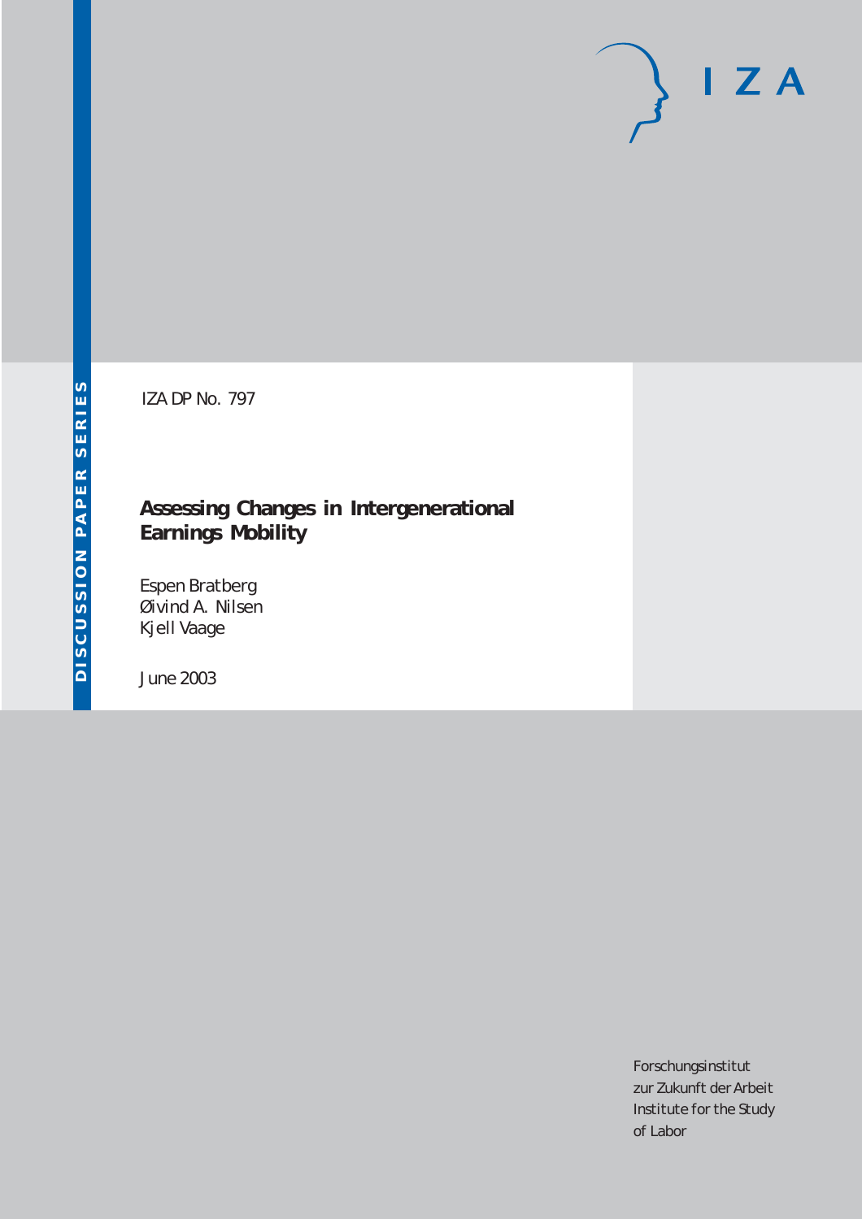IZA DP No. 797

# Assessing Changes in Intergenerational Earnings Mobility

Espen Bratberg
Øivind A. Nilsen
Kjell Vaage

June 2003

Forschungsinstitut
zur Zukunft der Arbeit
Institute for the Study
of Labor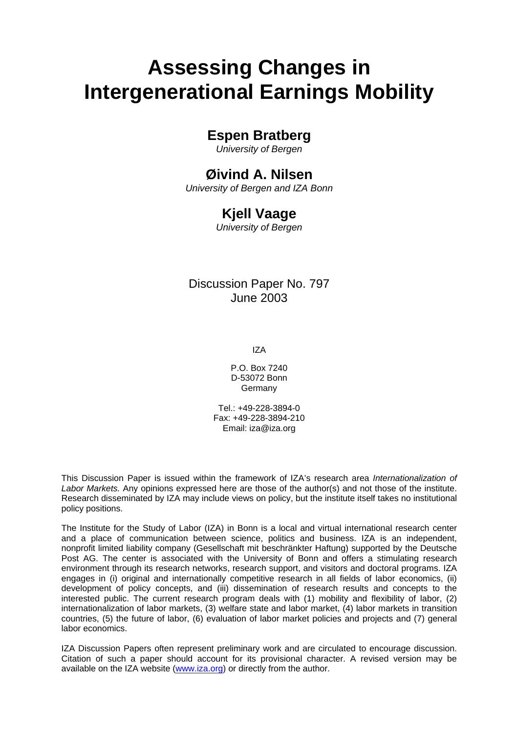# Assessing Changes in Intergenerational Earnings Mobility

**Espen Bratberg**
*University of Bergen*

**Øivind A. Nilsen**
*University of Bergen and IZA Bonn*

**Kjell Vaage**
*University of Bergen*

Discussion Paper No. 797
June 2003

IZA

P.O. Box 7240
D-53072 Bonn
Germany

Tel.: +49-228-3894-0
Fax: +49-228-3894-210
Email: iza@iza.org

This Discussion Paper is issued within the framework of IZA's research area *Internationalization of Labor Markets.* Any opinions expressed here are those of the author(s) and not those of the institute. Research disseminated by IZA may include views on policy, but the institute itself takes no institutional policy positions.

The Institute for the Study of Labor (IZA) in Bonn is a local and virtual international research center and a place of communication between science, politics and business. IZA is an independent, nonprofit limited liability company (Gesellschaft mit beschränkter Haftung) supported by the Deutsche Post AG. The center is associated with the University of Bonn and offers a stimulating research environment through its research networks, research support, and visitors and doctoral programs. IZA engages in (i) original and internationally competitive research in all fields of labor economics, (ii) development of policy concepts, and (iii) dissemination of research results and concepts to the interested public. The current research program deals with (1) mobility and flexibility of labor, (2) internationalization of labor markets, (3) welfare state and labor market, (4) labor markets in transition countries, (5) the future of labor, (6) evaluation of labor market policies and projects and (7) general labor economics.

IZA Discussion Papers often represent preliminary work and are circulated to encourage discussion. Citation of such a paper should account for its provisional character. A revised version may be available on the IZA website (www.iza.org) or directly from the author.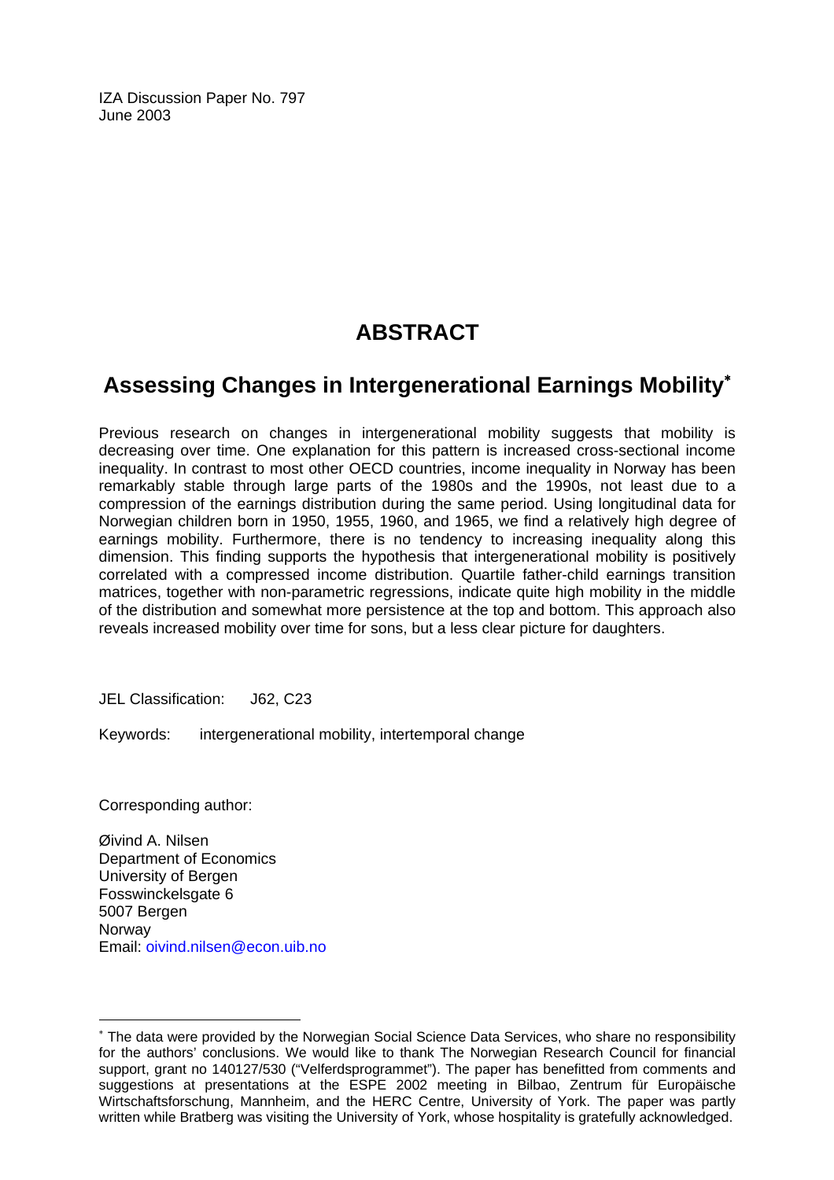IZA Discussion Paper No. 797
June 2003

# ABSTRACT

## Assessing Changes in Intergenerational Earnings Mobility[∗]

Previous research on changes in intergenerational mobility suggests that mobility is decreasing over time. One explanation for this pattern is increased cross-sectional income inequality. In contrast to most other OECD countries, income inequality in Norway has been remarkably stable through large parts of the 1980s and the 1990s, not least due to a compression of the earnings distribution during the same period. Using longitudinal data for Norwegian children born in 1950, 1955, 1960, and 1965, we find a relatively high degree of earnings mobility. Furthermore, there is no tendency to increasing inequality along this dimension. This finding supports the hypothesis that intergenerational mobility is positively correlated with a compressed income distribution. Quartile father-child earnings transition matrices, together with non-parametric regressions, indicate quite high mobility in the middle of the distribution and somewhat more persistence at the top and bottom. This approach also reveals increased mobility over time for sons, but a less clear picture for daughters.

JEL Classification: J62, C23

Keywords: intergenerational mobility, intertemporal change

Corresponding author:

Øivind A. Nilsen
Department of Economics
University of Bergen
Fosswinckelsgate 6
5007 Bergen
Norway
Email: oivind.nilsen@econ.uib.no

---

[∗] The data were provided by the Norwegian Social Science Data Services, who share no responsibility for the authors' conclusions. We would like to thank The Norwegian Research Council for financial support, grant no 140127/530 ("Velferdsprogrammet"). The paper has benefitted from comments and suggestions at presentations at the ESPE 2002 meeting in Bilbao, Zentrum für Europäische Wirtschaftsforschung, Mannheim, and the HERC Centre, University of York. The paper was partly written while Bratberg was visiting the University of York, whose hospitality is gratefully acknowledged.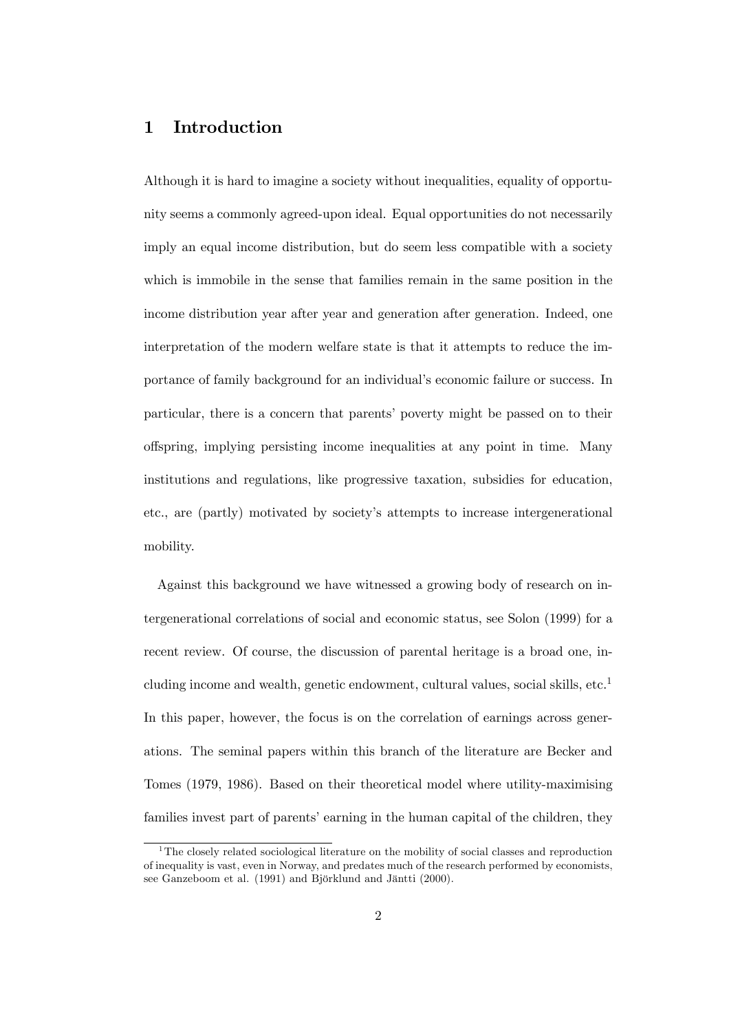# 1 Introduction

Although it is hard to imagine a society without inequalities, equality of opportunity seems a commonly agreed-upon ideal. Equal opportunities do not necessarily imply an equal income distribution, but do seem less compatible with a society which is immobile in the sense that families remain in the same position in the income distribution year after year and generation after generation. Indeed, one interpretation of the modern welfare state is that it attempts to reduce the importance of family background for an individual's economic failure or success. In particular, there is a concern that parents' poverty might be passed on to their offspring, implying persisting income inequalities at any point in time. Many institutions and regulations, like progressive taxation, subsidies for education, etc., are (partly) motivated by society's attempts to increase intergenerational mobility.

Against this background we have witnessed a growing body of research on intergenerational correlations of social and economic status, see Solon (1999) for a recent review. Of course, the discussion of parental heritage is a broad one, including income and wealth, genetic endowment, cultural values, social skills, etc.[1] In this paper, however, the focus is on the correlation of earnings across generations. The seminal papers within this branch of the literature are Becker and Tomes (1979, 1986). Based on their theoretical model where utility-maximising families invest part of parents' earning in the human capital of the children, they

[1] The closely related sociological literature on the mobility of social classes and reproduction of inequality is vast, even in Norway, and predates much of the research performed by economists, see Ganzeboom et al. (1991) and Björklund and Jäntti (2000).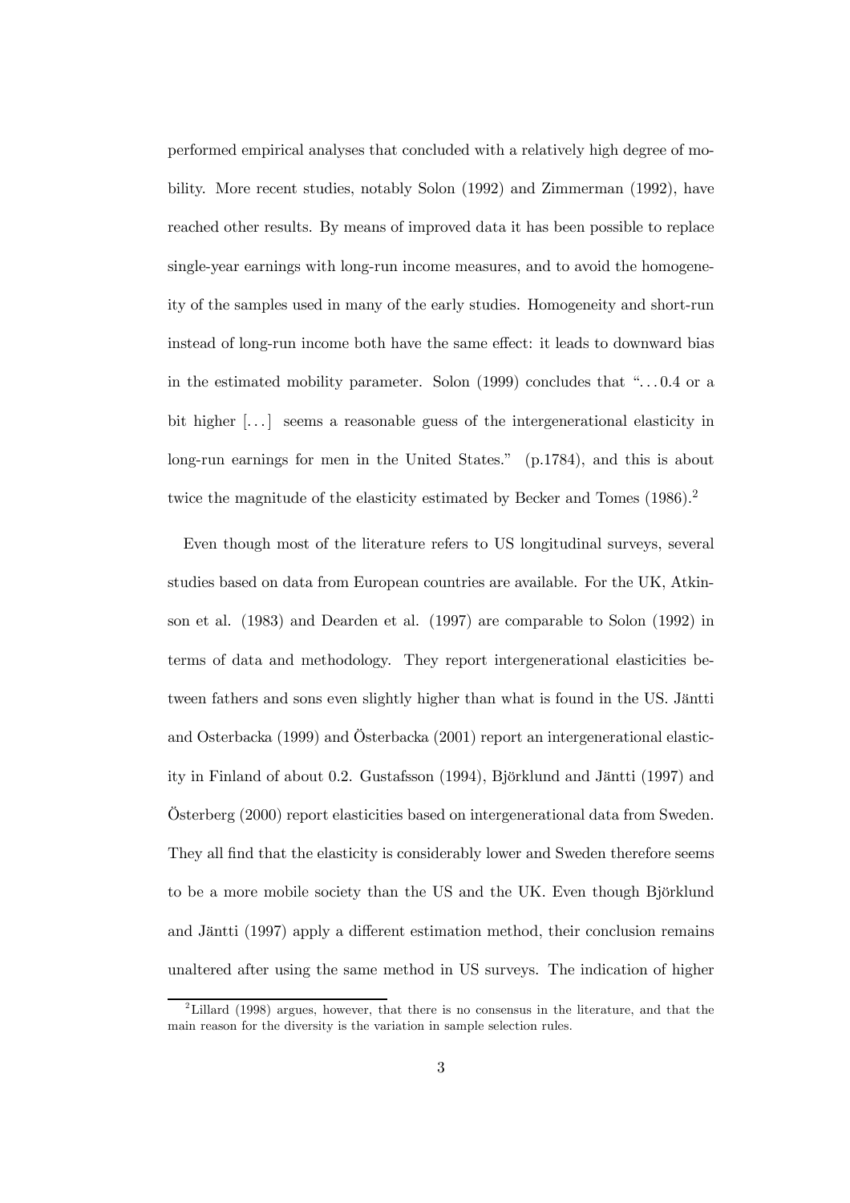performed empirical analyses that concluded with a relatively high degree of mobility. More recent studies, notably Solon (1992) and Zimmerman (1992), have reached other results. By means of improved data it has been possible to replace single-year earnings with long-run income measures, and to avoid the homogeneity of the samples used in many of the early studies. Homogeneity and short-run instead of long-run income both have the same effect: it leads to downward bias in the estimated mobility parameter. Solon (1999) concludes that "...0.4 or a bit higher [...] seems a reasonable guess of the intergenerational elasticity in long-run earnings for men in the United States." (p.1784), and this is about twice the magnitude of the elasticity estimated by Becker and Tomes (1986).[2]

Even though most of the literature refers to US longitudinal surveys, several studies based on data from European countries are available. For the UK, Atkinson et al. (1983) and Dearden et al. (1997) are comparable to Solon (1992) in terms of data and methodology. They report intergenerational elasticities between fathers and sons even slightly higher than what is found in the US. Jäntti and Osterbacka (1999) and Österbacka (2001) report an intergenerational elasticity in Finland of about 0.2. Gustafsson (1994), Björklund and Jäntti (1997) and Österberg (2000) report elasticities based on intergenerational data from Sweden. They all find that the elasticity is considerably lower and Sweden therefore seems to be a more mobile society than the US and the UK. Even though Björklund and Jäntti (1997) apply a different estimation method, their conclusion remains unaltered after using the same method in US surveys. The indication of higher

[2] Lillard (1998) argues, however, that there is no consensus in the literature, and that the main reason for the diversity is the variation in sample selection rules.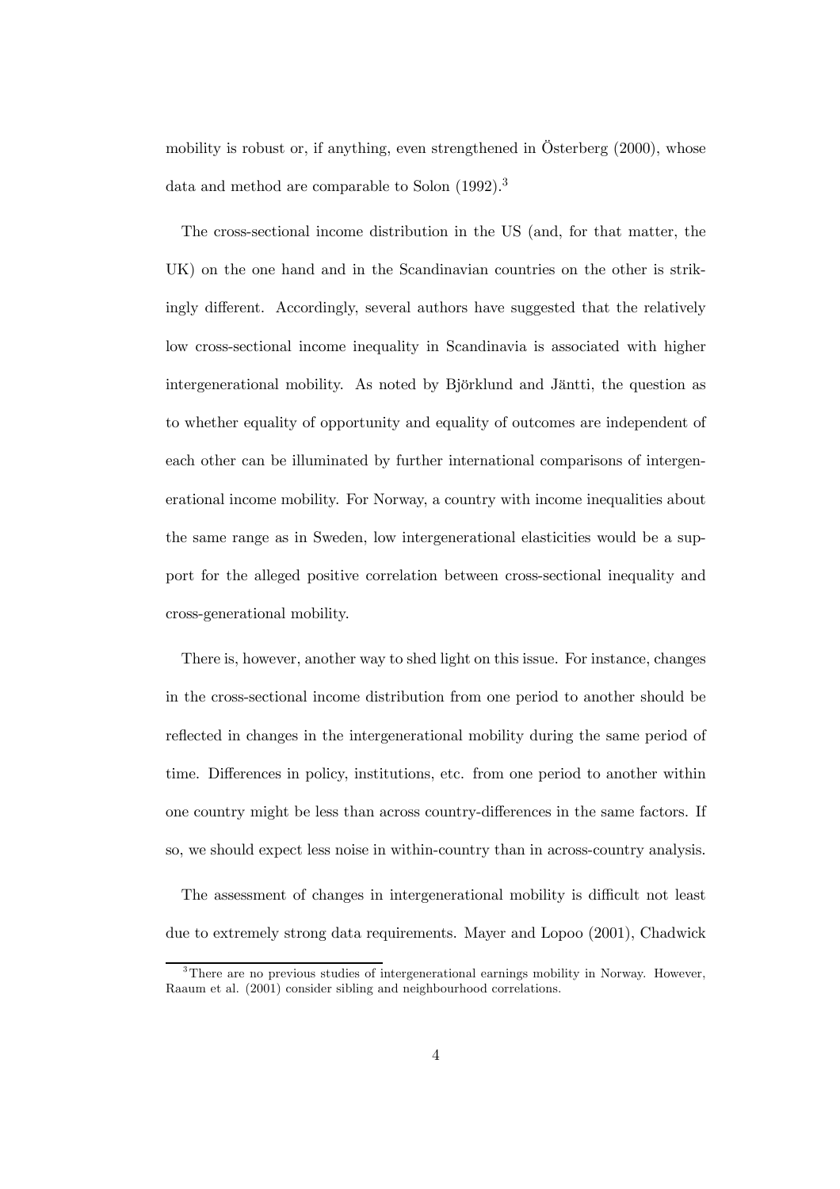mobility is robust or, if anything, even strengthened in Österberg (2000), whose data and method are comparable to Solon (1992).[3]

The cross-sectional income distribution in the US (and, for that matter, the UK) on the one hand and in the Scandinavian countries on the other is strikingly different. Accordingly, several authors have suggested that the relatively low cross-sectional income inequality in Scandinavia is associated with higher intergenerational mobility. As noted by Björklund and Jäntti, the question as to whether equality of opportunity and equality of outcomes are independent of each other can be illuminated by further international comparisons of intergenerational income mobility. For Norway, a country with income inequalities about the same range as in Sweden, low intergenerational elasticities would be a support for the alleged positive correlation between cross-sectional inequality and cross-generational mobility.

There is, however, another way to shed light on this issue. For instance, changes in the cross-sectional income distribution from one period to another should be reflected in changes in the intergenerational mobility during the same period of time. Differences in policy, institutions, etc. from one period to another within one country might be less than across country-differences in the same factors. If so, we should expect less noise in within-country than in across-country analysis.

The assessment of changes in intergenerational mobility is difficult not least due to extremely strong data requirements. Mayer and Lopoo (2001), Chadwick

[3] There are no previous studies of intergenerational earnings mobility in Norway. However, Raaum et al. (2001) consider sibling and neighbourhood correlations.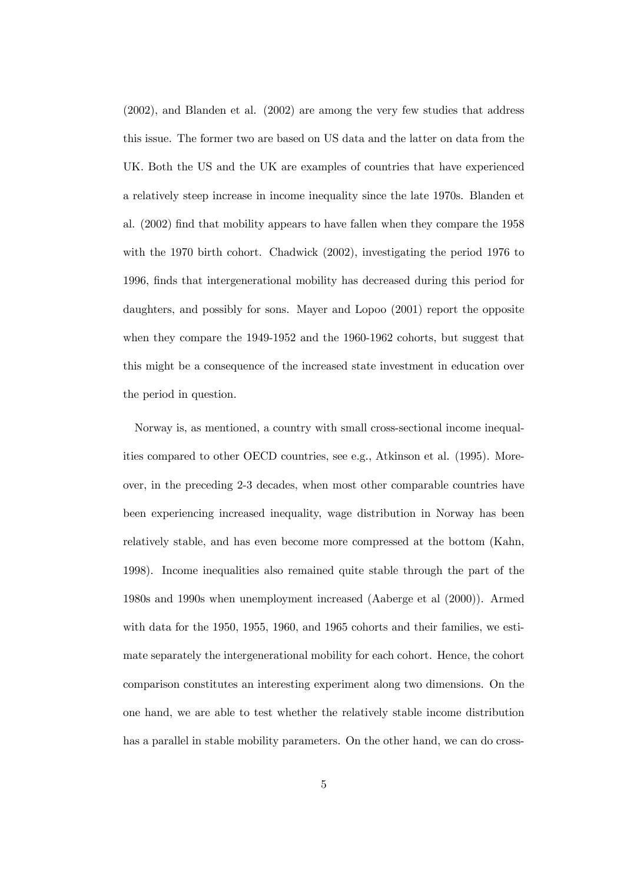(2002), and Blanden et al. (2002) are among the very few studies that address this issue. The former two are based on US data and the latter on data from the UK. Both the US and the UK are examples of countries that have experienced a relatively steep increase in income inequality since the late 1970s. Blanden et al. (2002) find that mobility appears to have fallen when they compare the 1958 with the 1970 birth cohort. Chadwick (2002), investigating the period 1976 to 1996, finds that intergenerational mobility has decreased during this period for daughters, and possibly for sons. Mayer and Lopoo (2001) report the opposite when they compare the 1949-1952 and the 1960-1962 cohorts, but suggest that this might be a consequence of the increased state investment in education over the period in question.

Norway is, as mentioned, a country with small cross-sectional income inequalities compared to other OECD countries, see e.g., Atkinson et al. (1995). Moreover, in the preceding 2-3 decades, when most other comparable countries have been experiencing increased inequality, wage distribution in Norway has been relatively stable, and has even become more compressed at the bottom (Kahn, 1998). Income inequalities also remained quite stable through the part of the 1980s and 1990s when unemployment increased (Aaberge et al (2000)). Armed with data for the 1950, 1955, 1960, and 1965 cohorts and their families, we estimate separately the intergenerational mobility for each cohort. Hence, the cohort comparison constitutes an interesting experiment along two dimensions. On the one hand, we are able to test whether the relatively stable income distribution has a parallel in stable mobility parameters. On the other hand, we can do cross-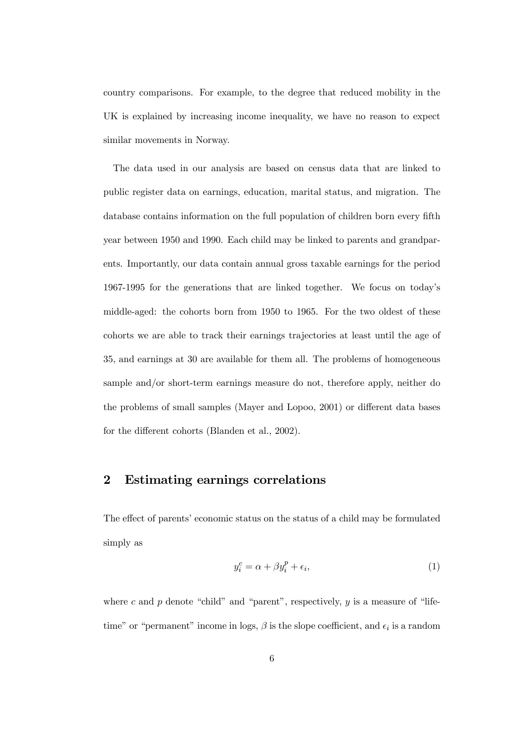country comparisons. For example, to the degree that reduced mobility in the UK is explained by increasing income inequality, we have no reason to expect similar movements in Norway.

The data used in our analysis are based on census data that are linked to public register data on earnings, education, marital status, and migration. The database contains information on the full population of children born every fifth year between 1950 and 1990. Each child may be linked to parents and grandparents. Importantly, our data contain annual gross taxable earnings for the period 1967-1995 for the generations that are linked together. We focus on today's middle-aged: the cohorts born from 1950 to 1965. For the two oldest of these cohorts we are able to track their earnings trajectories at least until the age of 35, and earnings at 30 are available for them all. The problems of homogeneous sample and/or short-term earnings measure do not, therefore apply, neither do the problems of small samples (Mayer and Lopoo, 2001) or different data bases for the different cohorts (Blanden et al., 2002).

## 2 Estimating earnings correlations

The effect of parents' economic status on the status of a child may be formulated simply as

$$y_i^c = \alpha + \beta y_i^p + \epsilon_i, \tag{1}$$

where $c$ and $p$ denote "child" and "parent", respectively, $y$ is a measure of "lifetime" or "permanent" income in logs, $\beta$ is the slope coefficient, and $\epsilon_i$ is a random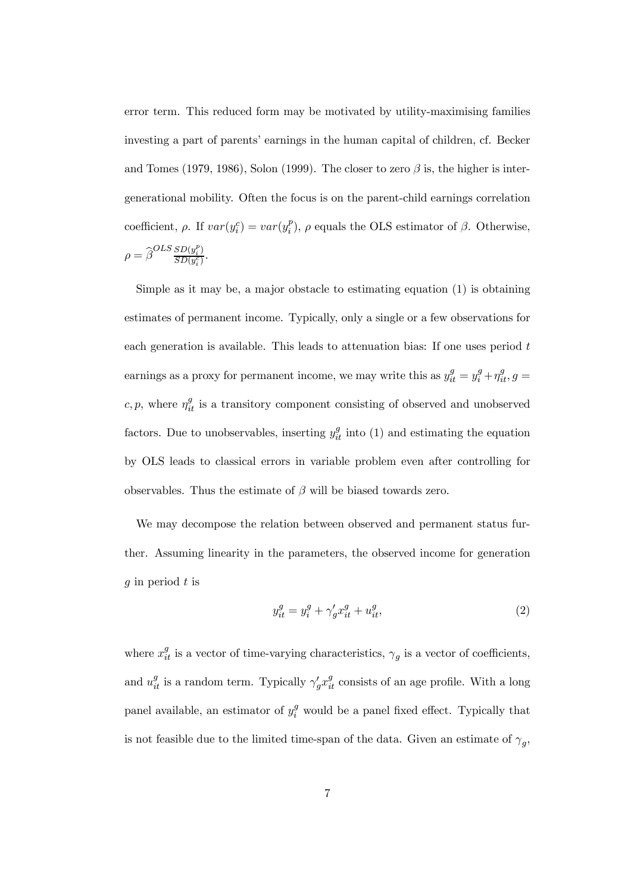error term. This reduced form may be motivated by utility-maximising families investing a part of parents' earnings in the human capital of children, cf. Becker and Tomes (1979, 1986), Solon (1999). The closer to zero $\beta$ is, the higher is intergenerational mobility. Often the focus is on the parent-child earnings correlation coefficient, $\rho$. If $var(y_i^c) = var(y_i^p)$, $\rho$ equals the OLS estimator of $\beta$. Otherwise, $\rho = \widehat{\beta}^{OLS} \frac{SD(y_i^p)}{SD(y_i^c)}$.

Simple as it may be, a major obstacle to estimating equation (1) is obtaining estimates of permanent income. Typically, only a single or a few observations for each generation is available. This leads to attenuation bias: If one uses period $t$ earnings as a proxy for permanent income, we may write this as $y_{it}^g = y_i^g + \eta_{it}^g, g = c, p$, where $\eta_{it}^g$ is a transitory component consisting of observed and unobserved factors. Due to unobservables, inserting $y_{it}^g$ into (1) and estimating the equation by OLS leads to classical errors in variable problem even after controlling for observables. Thus the estimate of $\beta$ will be biased towards zero.

We may decompose the relation between observed and permanent status further. Assuming linearity in the parameters, the observed income for generation $g$ in period $t$ is

$$y_{it}^g = y_i^g + \gamma_g' x_{it}^g + u_{it}^g, \tag{2}$$

where $x_{it}^g$ is a vector of time-varying characteristics, $\gamma_g$ is a vector of coefficients, and $u_{it}^g$ is a random term. Typically $\gamma_g' x_{it}^g$ consists of an age profile. With a long panel available, an estimator of $y_i^g$ would be a panel fixed effect. Typically that is not feasible due to the limited time-span of the data. Given an estimate of $\gamma_g$,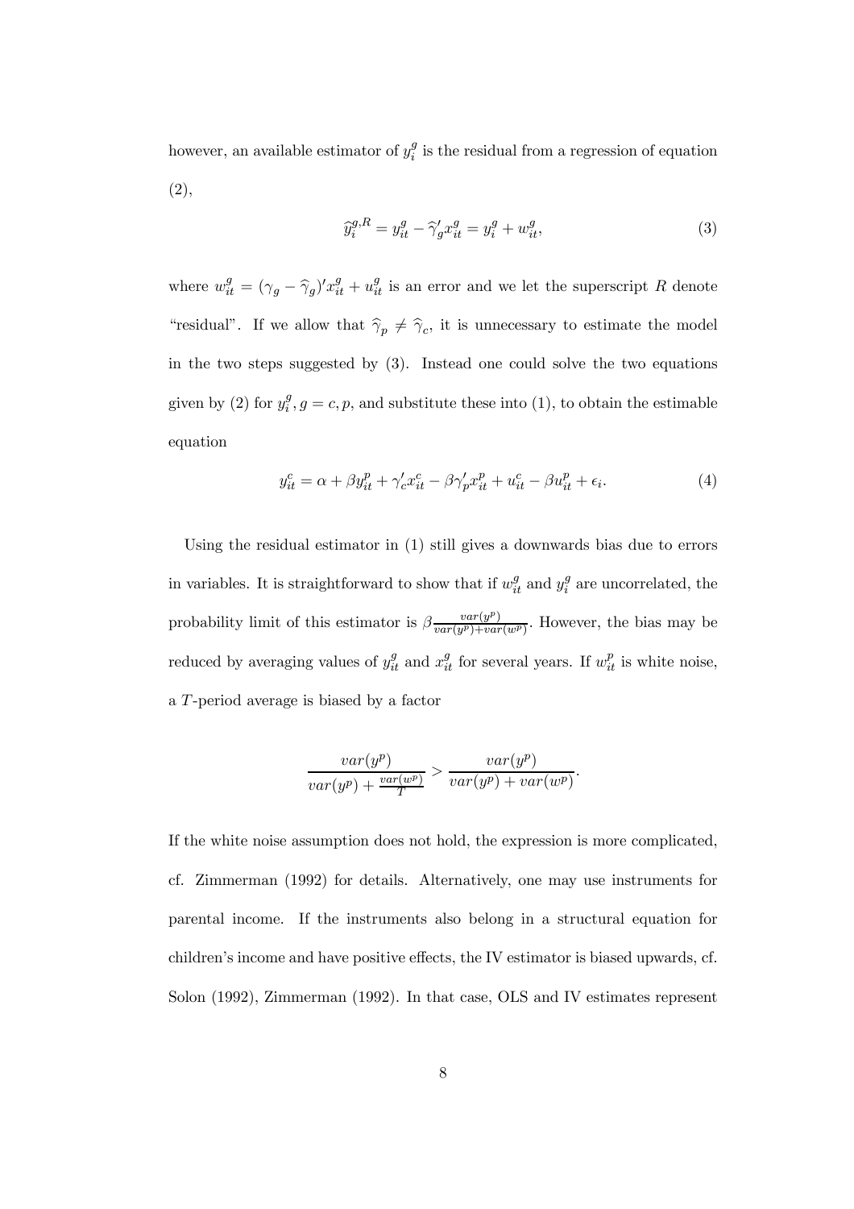however, an available estimator of $y_i^g$ is the residual from a regression of equation (2),

$$\widehat{y}_i^{g,R} = y_{it}^g - \widehat{\gamma}_g' x_{it}^g = y_i^g + w_{it}^g, \tag{3}$$

where $w_{it}^g = (\gamma_g - \widehat{\gamma}_g)' x_{it}^g + u_{it}^g$ is an error and we let the superscript $R$ denote "residual". If we allow that $\widehat{\gamma}_p \neq \widehat{\gamma}_c$, it is unnecessary to estimate the model in the two steps suggested by (3). Instead one could solve the two equations given by (2) for $y_i^g, g = c, p$, and substitute these into (1), to obtain the estimable equation

$$y_{it}^c = \alpha + \beta y_{it}^p + \gamma_c' x_{it}^c - \beta \gamma_p' x_{it}^p + u_{it}^c - \beta u_{it}^p + \epsilon_i. \tag{4}$$

Using the residual estimator in (1) still gives a downwards bias due to errors in variables. It is straightforward to show that if $w_{it}^g$ and $y_i^g$ are uncorrelated, the probability limit of this estimator is $\beta \frac{var(y^p)}{var(y^p) + var(w^p)}$. However, the bias may be reduced by averaging values of $y_{it}^g$ and $x_{it}^g$ for several years. If $w_{it}^p$ is white noise, a $T$-period average is biased by a factor

$$\frac{var(y^p)}{var(y^p) + \frac{var(w^p)}{T}} > \frac{var(y^p)}{var(y^p) + var(w^p)}.$$

If the white noise assumption does not hold, the expression is more complicated, cf. Zimmerman (1992) for details. Alternatively, one may use instruments for parental income. If the instruments also belong in a structural equation for children's income and have positive effects, the IV estimator is biased upwards, cf. Solon (1992), Zimmerman (1992). In that case, OLS and IV estimates represent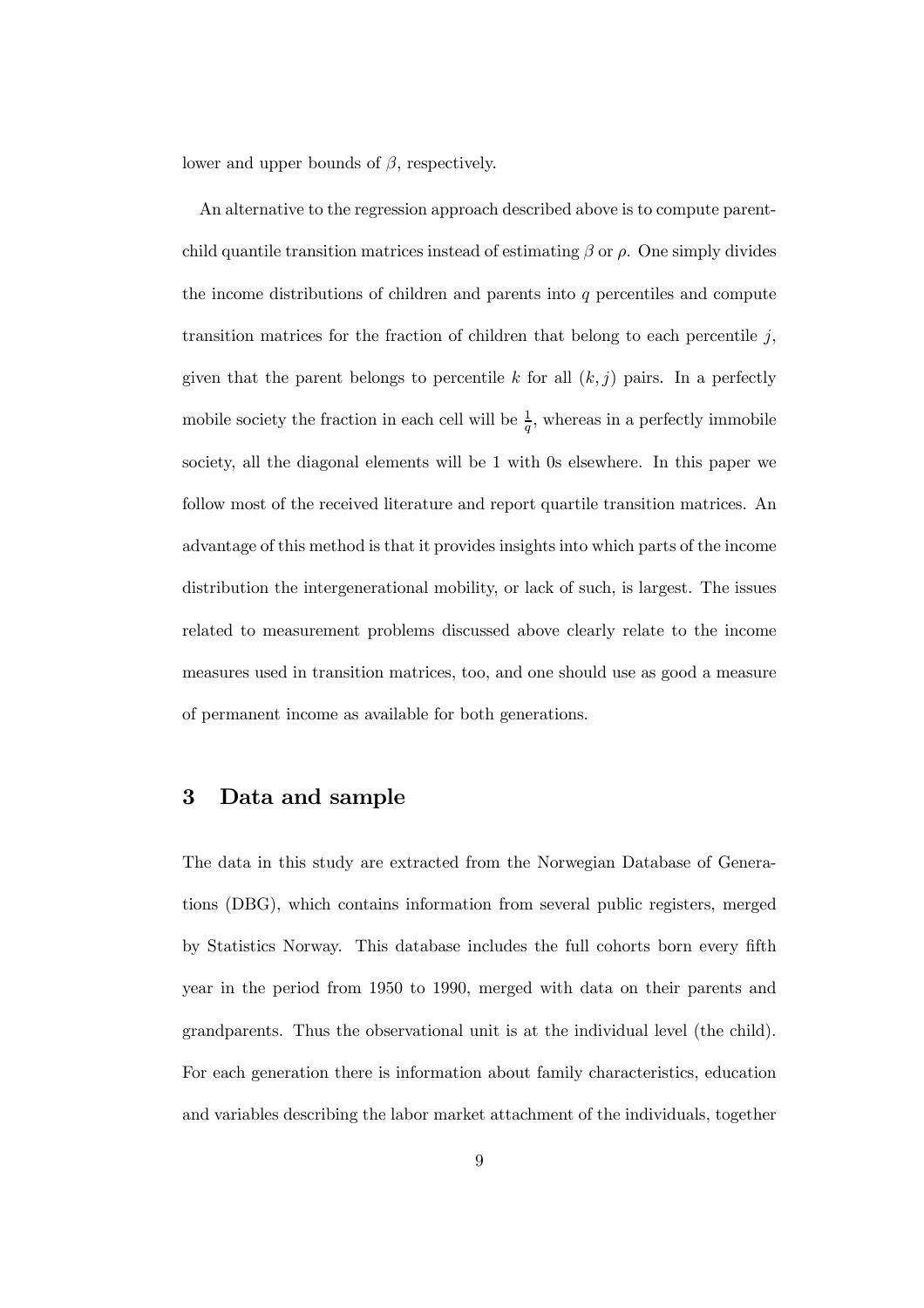lower and upper bounds of $\beta$, respectively.

An alternative to the regression approach described above is to compute parent-child quantile transition matrices instead of estimating $\beta$ or $\rho$. One simply divides the income distributions of children and parents into $q$ percentiles and compute transition matrices for the fraction of children that belong to each percentile $j$, given that the parent belongs to percentile $k$ for all $(k, j)$ pairs. In a perfectly mobile society the fraction in each cell will be $\frac{1}{q}$, whereas in a perfectly immobile society, all the diagonal elements will be 1 with 0s elsewhere. In this paper we follow most of the received literature and report quartile transition matrices. An advantage of this method is that it provides insights into which parts of the income distribution the intergenerational mobility, or lack of such, is largest. The issues related to measurement problems discussed above clearly relate to the income measures used in transition matrices, too, and one should use as good a measure of permanent income as available for both generations.

# 3 Data and sample

The data in this study are extracted from the Norwegian Database of Generations (DBG), which contains information from several public registers, merged by Statistics Norway. This database includes the full cohorts born every fifth year in the period from 1950 to 1990, merged with data on their parents and grandparents. Thus the observational unit is at the individual level (the child). For each generation there is information about family characteristics, education and variables describing the labor market attachment of the individuals, together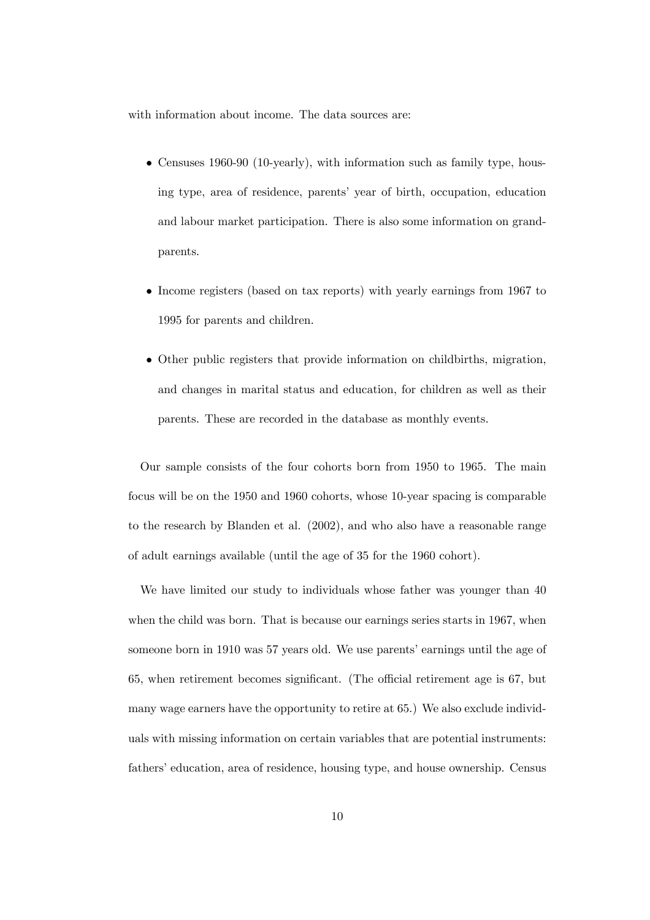with information about income. The data sources are:

- Censuses 1960-90 (10-yearly), with information such as family type, housing type, area of residence, parents' year of birth, occupation, education and labour market participation. There is also some information on grandparents.

- Income registers (based on tax reports) with yearly earnings from 1967 to 1995 for parents and children.

- Other public registers that provide information on childbirths, migration, and changes in marital status and education, for children as well as their parents. These are recorded in the database as monthly events.

Our sample consists of the four cohorts born from 1950 to 1965. The main focus will be on the 1950 and 1960 cohorts, whose 10-year spacing is comparable to the research by Blanden et al. (2002), and who also have a reasonable range of adult earnings available (until the age of 35 for the 1960 cohort).

We have limited our study to individuals whose father was younger than 40 when the child was born. That is because our earnings series starts in 1967, when someone born in 1910 was 57 years old. We use parents' earnings until the age of 65, when retirement becomes significant. (The official retirement age is 67, but many wage earners have the opportunity to retire at 65.) We also exclude individuals with missing information on certain variables that are potential instruments: fathers' education, area of residence, housing type, and house ownership. Census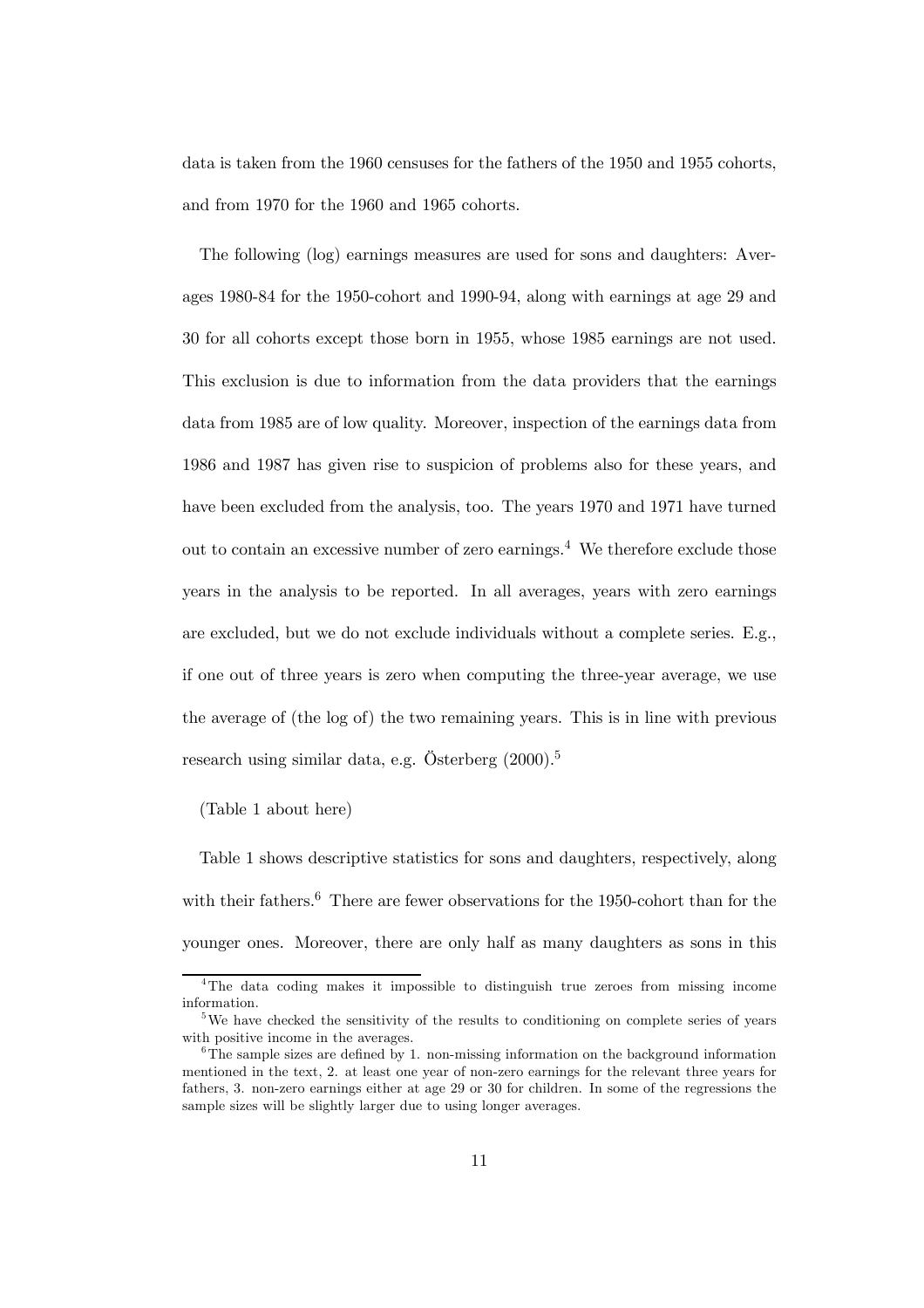data is taken from the 1960 censuses for the fathers of the 1950 and 1955 cohorts, and from 1970 for the 1960 and 1965 cohorts.

The following (log) earnings measures are used for sons and daughters: Averages 1980-84 for the 1950-cohort and 1990-94, along with earnings at age 29 and 30 for all cohorts except those born in 1955, whose 1985 earnings are not used. This exclusion is due to information from the data providers that the earnings data from 1985 are of low quality. Moreover, inspection of the earnings data from 1986 and 1987 has given rise to suspicion of problems also for these years, and have been excluded from the analysis, too. The years 1970 and 1971 have turned out to contain an excessive number of zero earnings.[4] We therefore exclude those years in the analysis to be reported. In all averages, years with zero earnings are excluded, but we do not exclude individuals without a complete series. E.g., if one out of three years is zero when computing the three-year average, we use the average of (the log of) the two remaining years. This is in line with previous research using similar data, e.g. Österberg (2000).[5]

(Table 1 about here)

Table 1 shows descriptive statistics for sons and daughters, respectively, along with their fathers.[6] There are fewer observations for the 1950-cohort than for the younger ones. Moreover, there are only half as many daughters as sons in this

[4] The data coding makes it impossible to distinguish true zeroes from missing income information.

[5] We have checked the sensitivity of the results to conditioning on complete series of years with positive income in the averages.

[6] The sample sizes are defined by 1. non-missing information on the background information mentioned in the text, 2. at least one year of non-zero earnings for the relevant three years for fathers, 3. non-zero earnings either at age 29 or 30 for children. In some of the regressions the sample sizes will be slightly larger due to using longer averages.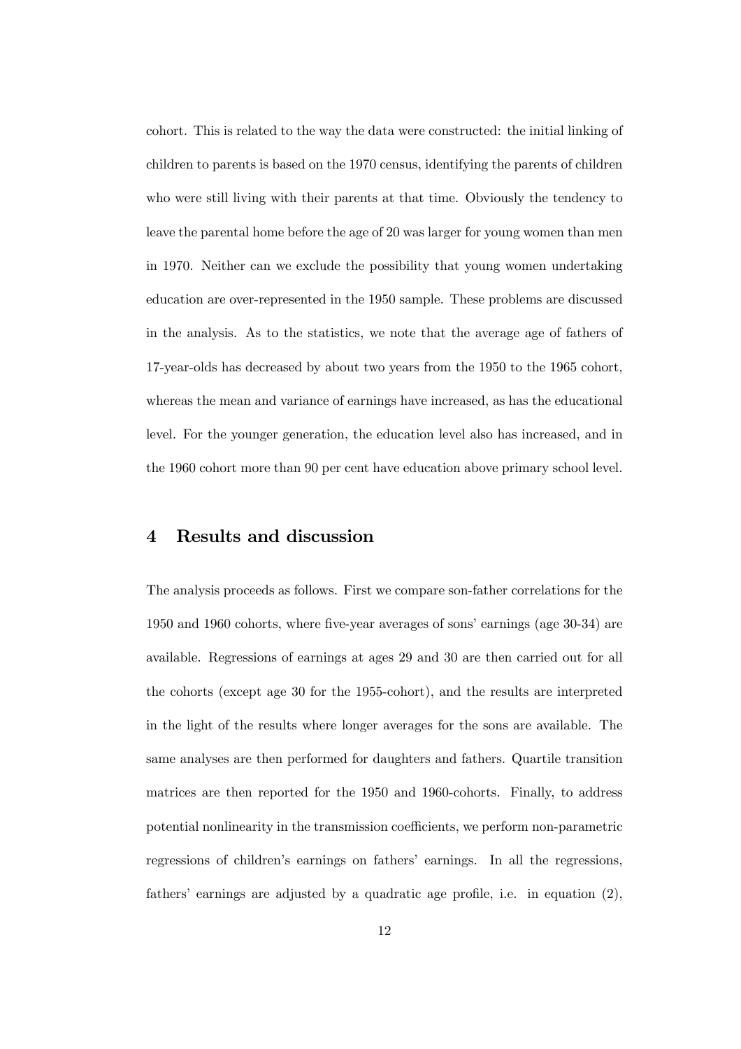cohort. This is related to the way the data were constructed: the initial linking of children to parents is based on the 1970 census, identifying the parents of children who were still living with their parents at that time. Obviously the tendency to leave the parental home before the age of 20 was larger for young women than men in 1970. Neither can we exclude the possibility that young women undertaking education are over-represented in the 1950 sample. These problems are discussed in the analysis. As to the statistics, we note that the average age of fathers of 17-year-olds has decreased by about two years from the 1950 to the 1965 cohort, whereas the mean and variance of earnings have increased, as has the educational level. For the younger generation, the education level also has increased, and in the 1960 cohort more than 90 per cent have education above primary school level.

## 4 Results and discussion

The analysis proceeds as follows. First we compare son-father correlations for the 1950 and 1960 cohorts, where five-year averages of sons' earnings (age 30-34) are available. Regressions of earnings at ages 29 and 30 are then carried out for all the cohorts (except age 30 for the 1955-cohort), and the results are interpreted in the light of the results where longer averages for the sons are available. The same analyses are then performed for daughters and fathers. Quartile transition matrices are then reported for the 1950 and 1960-cohorts. Finally, to address potential nonlinearity in the transmission coefficients, we perform non-parametric regressions of children's earnings on fathers' earnings. In all the regressions, fathers' earnings are adjusted by a quadratic age profile, i.e. in equation (2),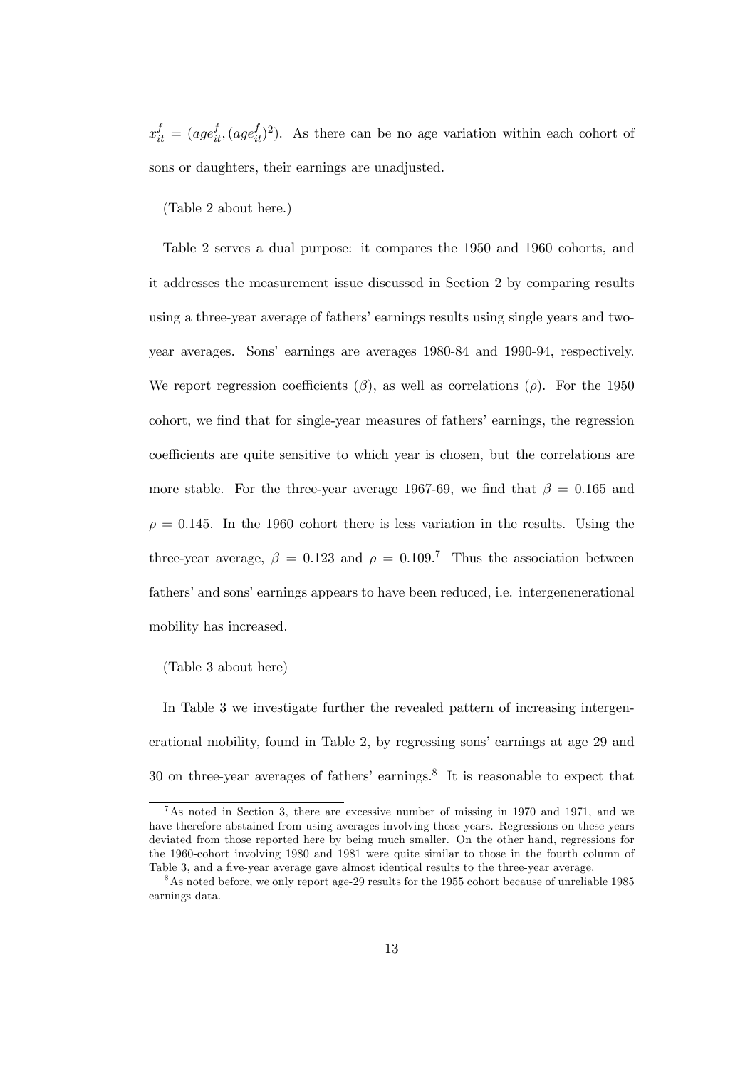$x_{it}^f = (age_{it}^f, (age_{it}^f)^2)$. As there can be no age variation within each cohort of sons or daughters, their earnings are unadjusted.

(Table 2 about here.)

Table 2 serves a dual purpose: it compares the 1950 and 1960 cohorts, and it addresses the measurement issue discussed in Section 2 by comparing results using a three-year average of fathers' earnings results using single years and two-year averages. Sons' earnings are averages 1980-84 and 1990-94, respectively. We report regression coefficients ($\beta$), as well as correlations ($\rho$). For the 1950 cohort, we find that for single-year measures of fathers' earnings, the regression coefficients are quite sensitive to which year is chosen, but the correlations are more stable. For the three-year average 1967-69, we find that $\beta = 0.165$ and $\rho = 0.145$. In the 1960 cohort there is less variation in the results. Using the three-year average, $\beta = 0.123$ and $\rho = 0.109$.[7] Thus the association between fathers' and sons' earnings appears to have been reduced, i.e. intergenenerational mobility has increased.

(Table 3 about here)

In Table 3 we investigate further the revealed pattern of increasing intergenerational mobility, found in Table 2, by regressing sons' earnings at age 29 and 30 on three-year averages of fathers' earnings.[8] It is reasonable to expect that

---

[7] As noted in Section 3, there are excessive number of missing in 1970 and 1971, and we have therefore abstained from using averages involving those years. Regressions on these years deviated from those reported here by being much smaller. On the other hand, regressions for the 1960-cohort involving 1980 and 1981 were quite similar to those in the fourth column of Table 3, and a five-year average gave almost identical results to the three-year average.

[8] As noted before, we only report age-29 results for the 1955 cohort because of unreliable 1985 earnings data.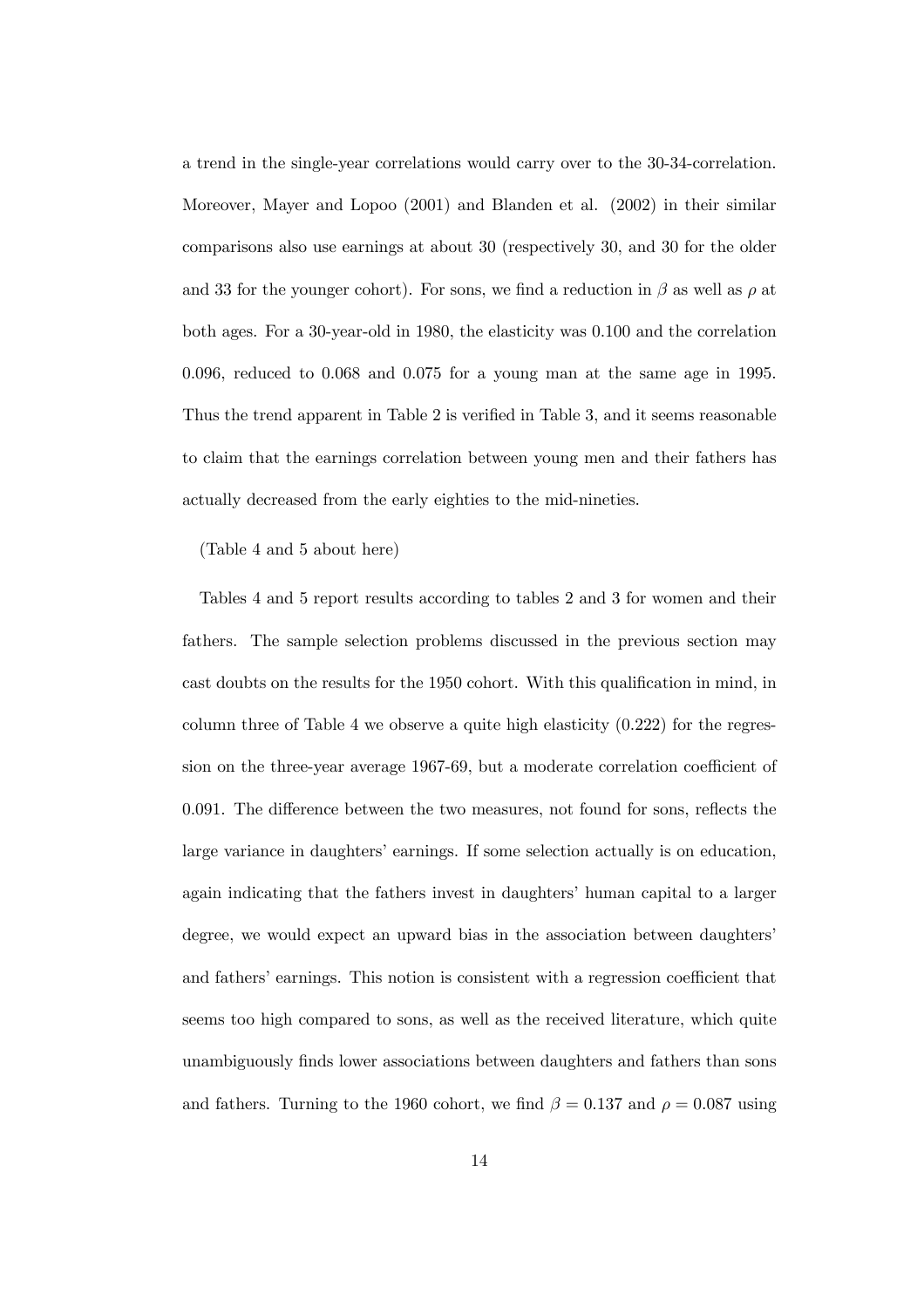a trend in the single-year correlations would carry over to the 30-34-correlation. Moreover, Mayer and Lopoo (2001) and Blanden et al. (2002) in their similar comparisons also use earnings at about 30 (respectively 30, and 30 for the older and 33 for the younger cohort). For sons, we find a reduction in $\beta$ as well as $\rho$ at both ages. For a 30-year-old in 1980, the elasticity was 0.100 and the correlation 0.096, reduced to 0.068 and 0.075 for a young man at the same age in 1995. Thus the trend apparent in Table 2 is verified in Table 3, and it seems reasonable to claim that the earnings correlation between young men and their fathers has actually decreased from the early eighties to the mid-nineties.

(Table 4 and 5 about here)

Tables 4 and 5 report results according to tables 2 and 3 for women and their fathers. The sample selection problems discussed in the previous section may cast doubts on the results for the 1950 cohort. With this qualification in mind, in column three of Table 4 we observe a quite high elasticity (0.222) for the regression on the three-year average 1967-69, but a moderate correlation coefficient of 0.091. The difference between the two measures, not found for sons, reflects the large variance in daughters' earnings. If some selection actually is on education, again indicating that the fathers invest in daughters' human capital to a larger degree, we would expect an upward bias in the association between daughters' and fathers' earnings. This notion is consistent with a regression coefficient that seems too high compared to sons, as well as the received literature, which quite unambiguously finds lower associations between daughters and fathers than sons and fathers. Turning to the 1960 cohort, we find $\beta = 0.137$ and $\rho = 0.087$ using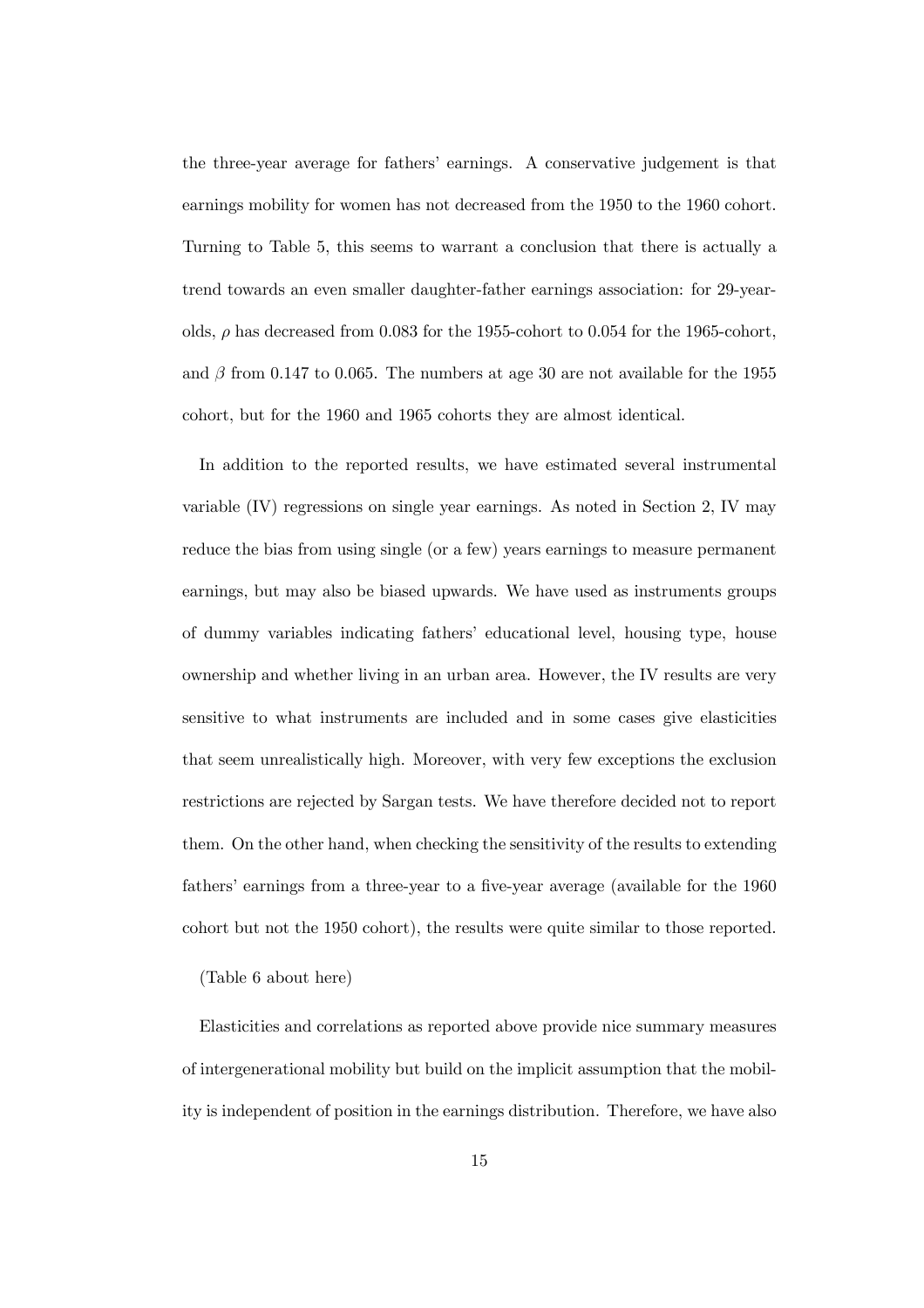the three-year average for fathers' earnings. A conservative judgement is that earnings mobility for women has not decreased from the 1950 to the 1960 cohort. Turning to Table 5, this seems to warrant a conclusion that there is actually a trend towards an even smaller daughter-father earnings association: for 29-year-olds, $\rho$ has decreased from 0.083 for the 1955-cohort to 0.054 for the 1965-cohort, and $\beta$ from 0.147 to 0.065. The numbers at age 30 are not available for the 1955 cohort, but for the 1960 and 1965 cohorts they are almost identical.

In addition to the reported results, we have estimated several instrumental variable (IV) regressions on single year earnings. As noted in Section 2, IV may reduce the bias from using single (or a few) years earnings to measure permanent earnings, but may also be biased upwards. We have used as instruments groups of dummy variables indicating fathers' educational level, housing type, house ownership and whether living in an urban area. However, the IV results are very sensitive to what instruments are included and in some cases give elasticities that seem unrealistically high. Moreover, with very few exceptions the exclusion restrictions are rejected by Sargan tests. We have therefore decided not to report them. On the other hand, when checking the sensitivity of the results to extending fathers' earnings from a three-year to a five-year average (available for the 1960 cohort but not the 1950 cohort), the results were quite similar to those reported.

(Table 6 about here)

Elasticities and correlations as reported above provide nice summary measures of intergenerational mobility but build on the implicit assumption that the mobility is independent of position in the earnings distribution. Therefore, we have also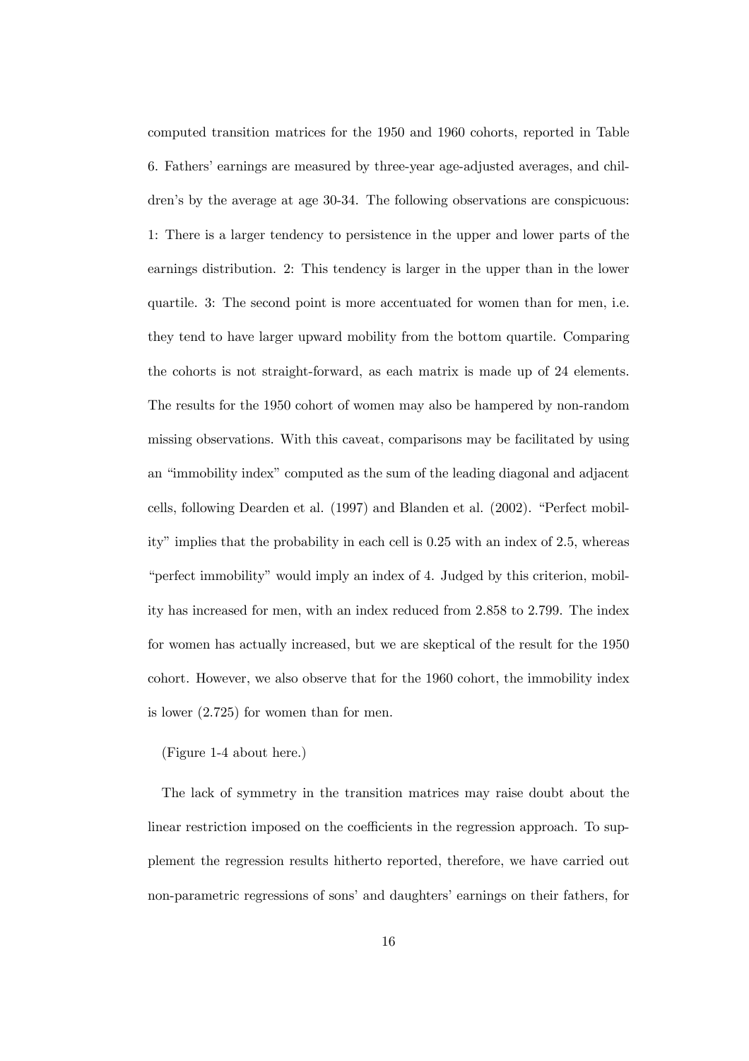computed transition matrices for the 1950 and 1960 cohorts, reported in Table 6. Fathers' earnings are measured by three-year age-adjusted averages, and children's by the average at age 30-34. The following observations are conspicuous: 1: There is a larger tendency to persistence in the upper and lower parts of the earnings distribution. 2: This tendency is larger in the upper than in the lower quartile. 3: The second point is more accentuated for women than for men, i.e. they tend to have larger upward mobility from the bottom quartile. Comparing the cohorts is not straight-forward, as each matrix is made up of 24 elements. The results for the 1950 cohort of women may also be hampered by non-random missing observations. With this caveat, comparisons may be facilitated by using an "immobility index" computed as the sum of the leading diagonal and adjacent cells, following Dearden et al. (1997) and Blanden et al. (2002). "Perfect mobility" implies that the probability in each cell is 0.25 with an index of 2.5, whereas "perfect immobility" would imply an index of 4. Judged by this criterion, mobility has increased for men, with an index reduced from 2.858 to 2.799. The index for women has actually increased, but we are skeptical of the result for the 1950 cohort. However, we also observe that for the 1960 cohort, the immobility index is lower (2.725) for women than for men.

(Figure 1-4 about here.)

The lack of symmetry in the transition matrices may raise doubt about the linear restriction imposed on the coefficients in the regression approach. To supplement the regression results hitherto reported, therefore, we have carried out non-parametric regressions of sons' and daughters' earnings on their fathers, for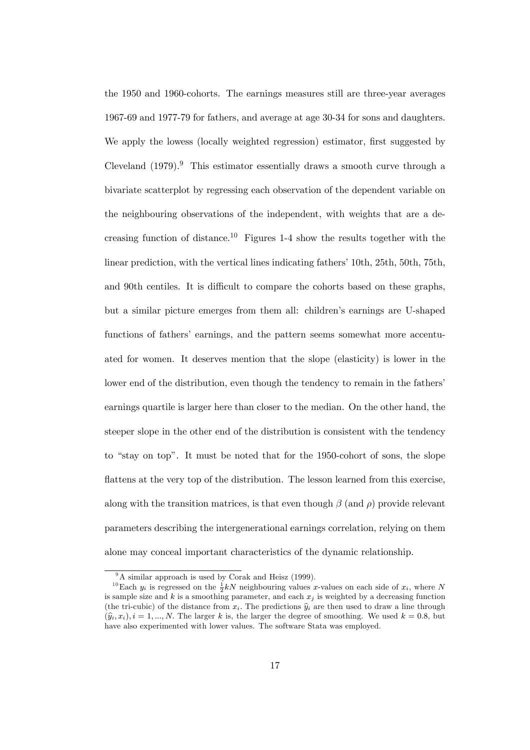the 1950 and 1960-cohorts. The earnings measures still are three-year averages 1967-69 and 1977-79 for fathers, and average at age 30-34 for sons and daughters. We apply the lowess (locally weighted regression) estimator, first suggested by Cleveland (1979).[9] This estimator essentially draws a smooth curve through a bivariate scatterplot by regressing each observation of the dependent variable on the neighbouring observations of the independent, with weights that are a decreasing function of distance.[10] Figures 1-4 show the results together with the linear prediction, with the vertical lines indicating fathers' 10th, 25th, 50th, 75th, and 90th centiles. It is difficult to compare the cohorts based on these graphs, but a similar picture emerges from them all: children's earnings are U-shaped functions of fathers' earnings, and the pattern seems somewhat more accentuated for women. It deserves mention that the slope (elasticity) is lower in the lower end of the distribution, even though the tendency to remain in the fathers' earnings quartile is larger here than closer to the median. On the other hand, the steeper slope in the other end of the distribution is consistent with the tendency to "stay on top". It must be noted that for the 1950-cohort of sons, the slope flattens at the very top of the distribution. The lesson learned from this exercise, along with the transition matrices, is that even though $\beta$ (and $\rho$) provide relevant parameters describing the intergenerational earnings correlation, relying on them alone may conceal important characteristics of the dynamic relationship.

---

[9] A similar approach is used by Corak and Heisz (1999).

[10] Each $y_i$ is regressed on the $\frac{1}{2}kN$ neighbouring values $x$-values on each side of $x_i$, where $N$ is sample size and $k$ is a smoothing parameter, and each $x_j$ is weighted by a decreasing function (the tri-cubic) of the distance from $x_i$. The predictions $\widehat{y}_i$ are then used to draw a line through $(\widehat{y}_i, x_i), i = 1, ..., N$. The larger $k$ is, the larger the degree of smoothing. We used $k = 0.8$, but have also experimented with lower values. The software Stata was employed.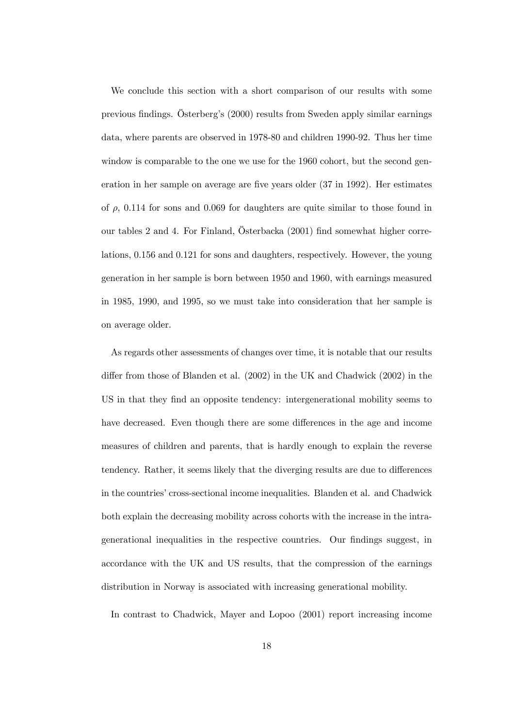We conclude this section with a short comparison of our results with some previous findings. Österberg's (2000) results from Sweden apply similar earnings data, where parents are observed in 1978-80 and children 1990-92. Thus her time window is comparable to the one we use for the 1960 cohort, but the second generation in her sample on average are five years older (37 in 1992). Her estimates of $\rho$, 0.114 for sons and 0.069 for daughters are quite similar to those found in our tables 2 and 4. For Finland, Österbacka (2001) find somewhat higher correlations, 0.156 and 0.121 for sons and daughters, respectively. However, the young generation in her sample is born between 1950 and 1960, with earnings measured in 1985, 1990, and 1995, so we must take into consideration that her sample is on average older.

As regards other assessments of changes over time, it is notable that our results differ from those of Blanden et al. (2002) in the UK and Chadwick (2002) in the US in that they find an opposite tendency: intergenerational mobility seems to have decreased. Even though there are some differences in the age and income measures of children and parents, that is hardly enough to explain the reverse tendency. Rather, it seems likely that the diverging results are due to differences in the countries' cross-sectional income inequalities. Blanden et al. and Chadwick both explain the decreasing mobility across cohorts with the increase in the intragenerational inequalities in the respective countries. Our findings suggest, in accordance with the UK and US results, that the compression of the earnings distribution in Norway is associated with increasing generational mobility.

In contrast to Chadwick, Mayer and Lopoo (2001) report increasing income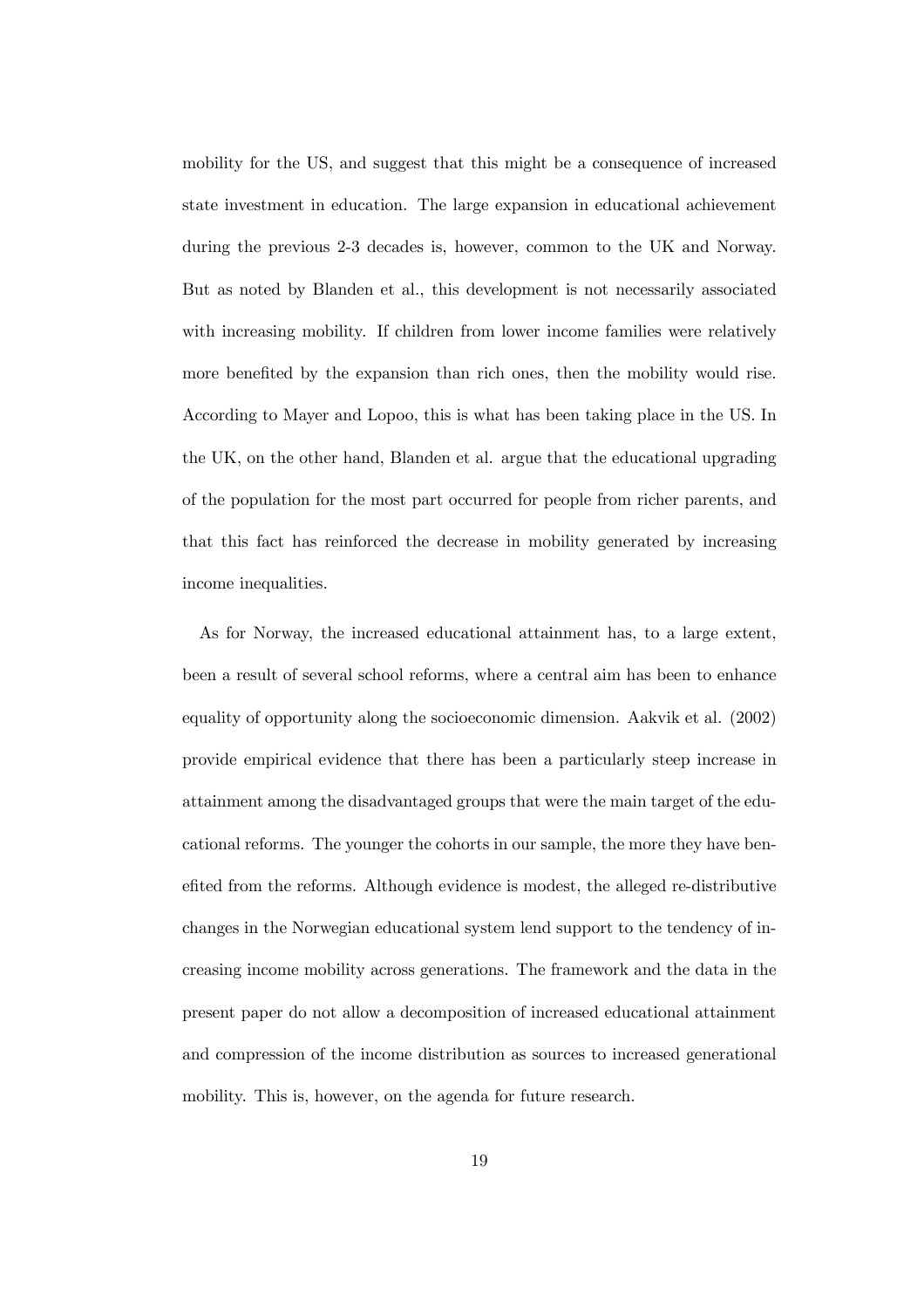mobility for the US, and suggest that this might be a consequence of increased state investment in education. The large expansion in educational achievement during the previous 2-3 decades is, however, common to the UK and Norway. But as noted by Blanden et al., this development is not necessarily associated with increasing mobility. If children from lower income families were relatively more benefited by the expansion than rich ones, then the mobility would rise. According to Mayer and Lopoo, this is what has been taking place in the US. In the UK, on the other hand, Blanden et al. argue that the educational upgrading of the population for the most part occurred for people from richer parents, and that this fact has reinforced the decrease in mobility generated by increasing income inequalities.

As for Norway, the increased educational attainment has, to a large extent, been a result of several school reforms, where a central aim has been to enhance equality of opportunity along the socioeconomic dimension. Aakvik et al. (2002) provide empirical evidence that there has been a particularly steep increase in attainment among the disadvantaged groups that were the main target of the educational reforms. The younger the cohorts in our sample, the more they have benefited from the reforms. Although evidence is modest, the alleged re-distributive changes in the Norwegian educational system lend support to the tendency of increasing income mobility across generations. The framework and the data in the present paper do not allow a decomposition of increased educational attainment and compression of the income distribution as sources to increased generational mobility. This is, however, on the agenda for future research.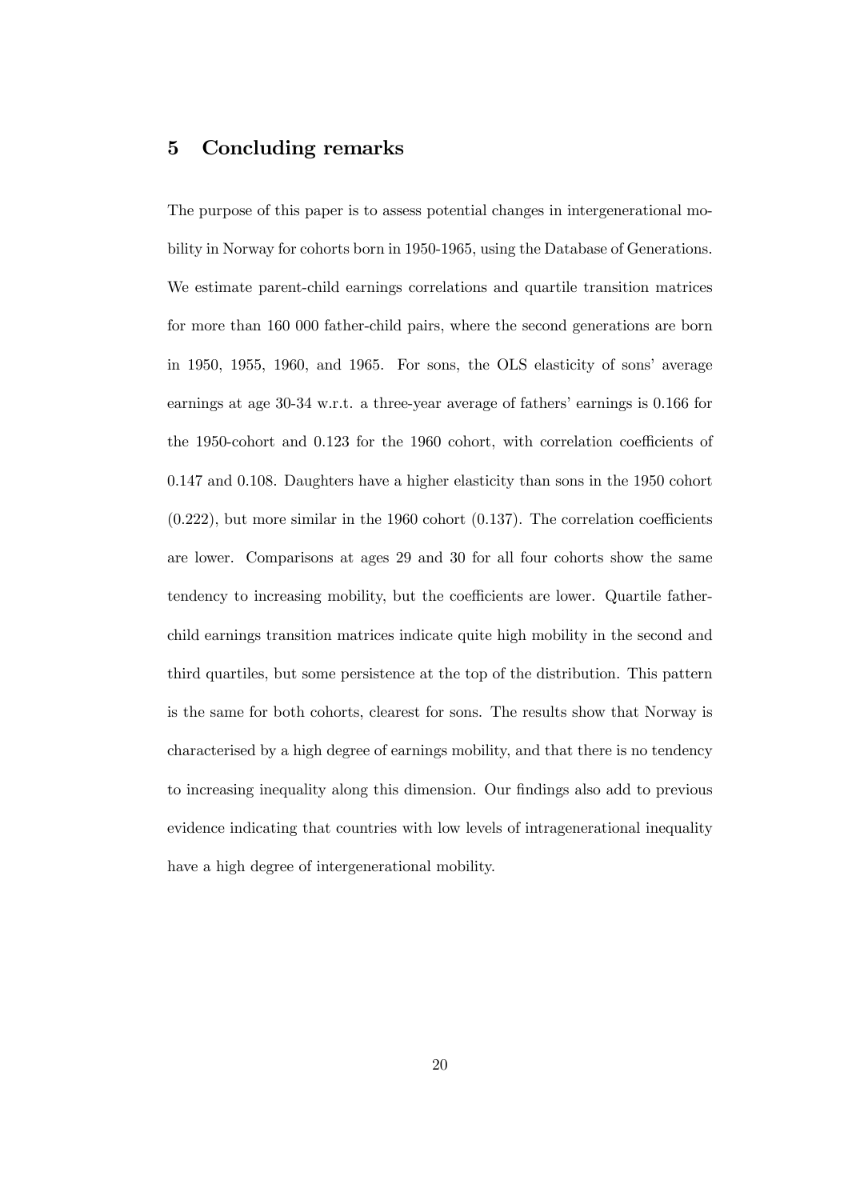## 5 Concluding remarks

The purpose of this paper is to assess potential changes in intergenerational mobility in Norway for cohorts born in 1950-1965, using the Database of Generations. We estimate parent-child earnings correlations and quartile transition matrices for more than 160 000 father-child pairs, where the second generations are born in 1950, 1955, 1960, and 1965. For sons, the OLS elasticity of sons' average earnings at age 30-34 w.r.t. a three-year average of fathers' earnings is 0.166 for the 1950-cohort and 0.123 for the 1960 cohort, with correlation coefficients of 0.147 and 0.108. Daughters have a higher elasticity than sons in the 1950 cohort (0.222), but more similar in the 1960 cohort (0.137). The correlation coefficients are lower. Comparisons at ages 29 and 30 for all four cohorts show the same tendency to increasing mobility, but the coefficients are lower. Quartile father-child earnings transition matrices indicate quite high mobility in the second and third quartiles, but some persistence at the top of the distribution. This pattern is the same for both cohorts, clearest for sons. The results show that Norway is characterised by a high degree of earnings mobility, and that there is no tendency to increasing inequality along this dimension. Our findings also add to previous evidence indicating that countries with low levels of intragenerational inequality have a high degree of intergenerational mobility.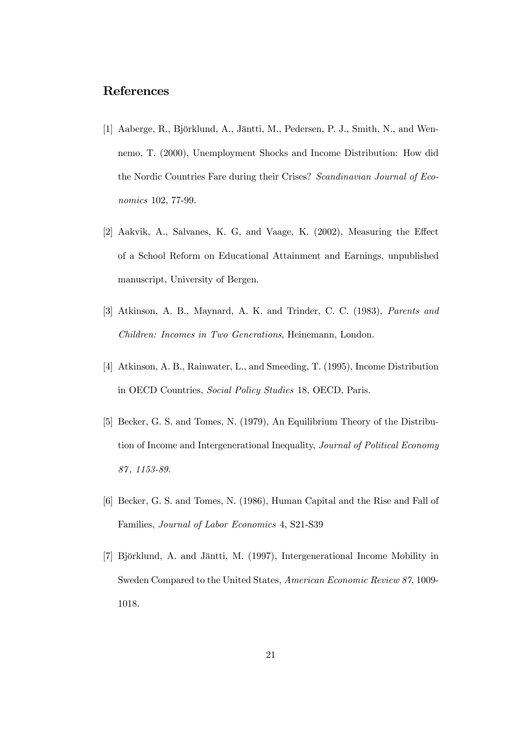## References

[1] Aaberge, R., Björklund, A., Jäntti, M., Pedersen, P. J., Smith, N., and Wennemo, T. (2000), Unemployment Shocks and Income Distribution: How did the Nordic Countries Fare during their Crises? *Scandinavian Journal of Economics* 102, 77-99.

[2] Aakvik, A., Salvanes, K. G, and Vaage, K. (2002), Measuring the Effect of a School Reform on Educational Attainment and Earnings, unpublished manuscript, University of Bergen.

[3] Atkinson, A. B., Maynard, A. K. and Trinder, C. C. (1983), *Parents and Children: Incomes in Two Generations*, Heinemann, London.

[4] Atkinson, A. B., Rainwater, L., and Smeeding, T. (1995), Income Distribution in OECD Countries, *Social Policy Studies* 18, OECD, Paris.

[5] Becker, G. S. and Tomes, N. (1979), An Equilibrium Theory of the Distribution of Income and Intergenerational Inequality, *Journal of Political Economy 87, 1153-89.*

[6] Becker, G. S. and Tomes, N. (1986), Human Capital and the Rise and Fall of Families, *Journal of Labor Economics* 4, S21-S39

[7] Björklund, A. and Jäntti, M. (1997), Intergenerational Income Mobility in Sweden Compared to the United States, *American Economic Review 87*, 1009-1018.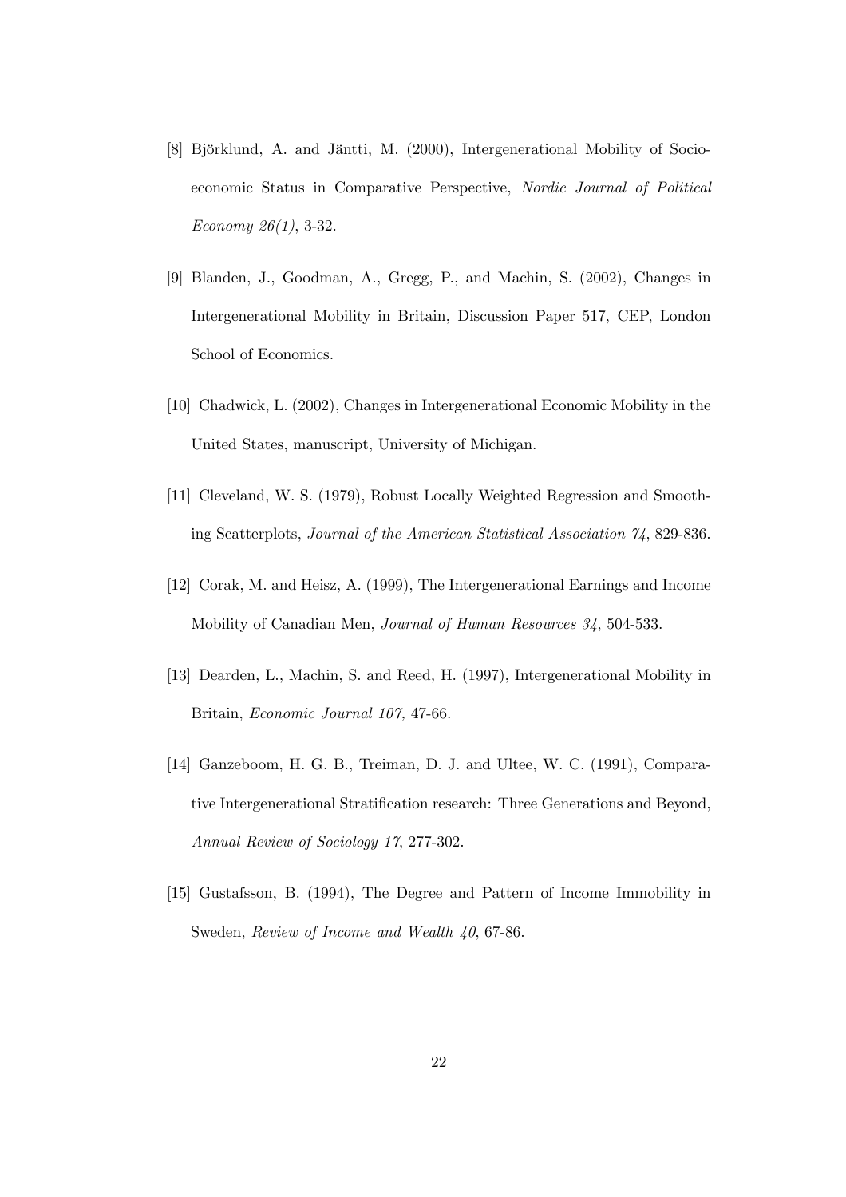[8] Björklund, A. and Jäntti, M. (2000), Intergenerational Mobility of Socio-economic Status in Comparative Perspective, *Nordic Journal of Political Economy 26(1)*, 3-32.

[9] Blanden, J., Goodman, A., Gregg, P., and Machin, S. (2002), Changes in Intergenerational Mobility in Britain, Discussion Paper 517, CEP, London School of Economics.

[10] Chadwick, L. (2002), Changes in Intergenerational Economic Mobility in the United States, manuscript, University of Michigan.

[11] Cleveland, W. S. (1979), Robust Locally Weighted Regression and Smoothing Scatterplots, *Journal of the American Statistical Association 74*, 829-836.

[12] Corak, M. and Heisz, A. (1999), The Intergenerational Earnings and Income Mobility of Canadian Men, *Journal of Human Resources 34*, 504-533.

[13] Dearden, L., Machin, S. and Reed, H. (1997), Intergenerational Mobility in Britain, *Economic Journal 107,* 47-66.

[14] Ganzeboom, H. G. B., Treiman, D. J. and Ultee, W. C. (1991), Comparative Intergenerational Stratification research: Three Generations and Beyond, *Annual Review of Sociology 17*, 277-302.

[15] Gustafsson, B. (1994), The Degree and Pattern of Income Immobility in Sweden, *Review of Income and Wealth 40*, 67-86.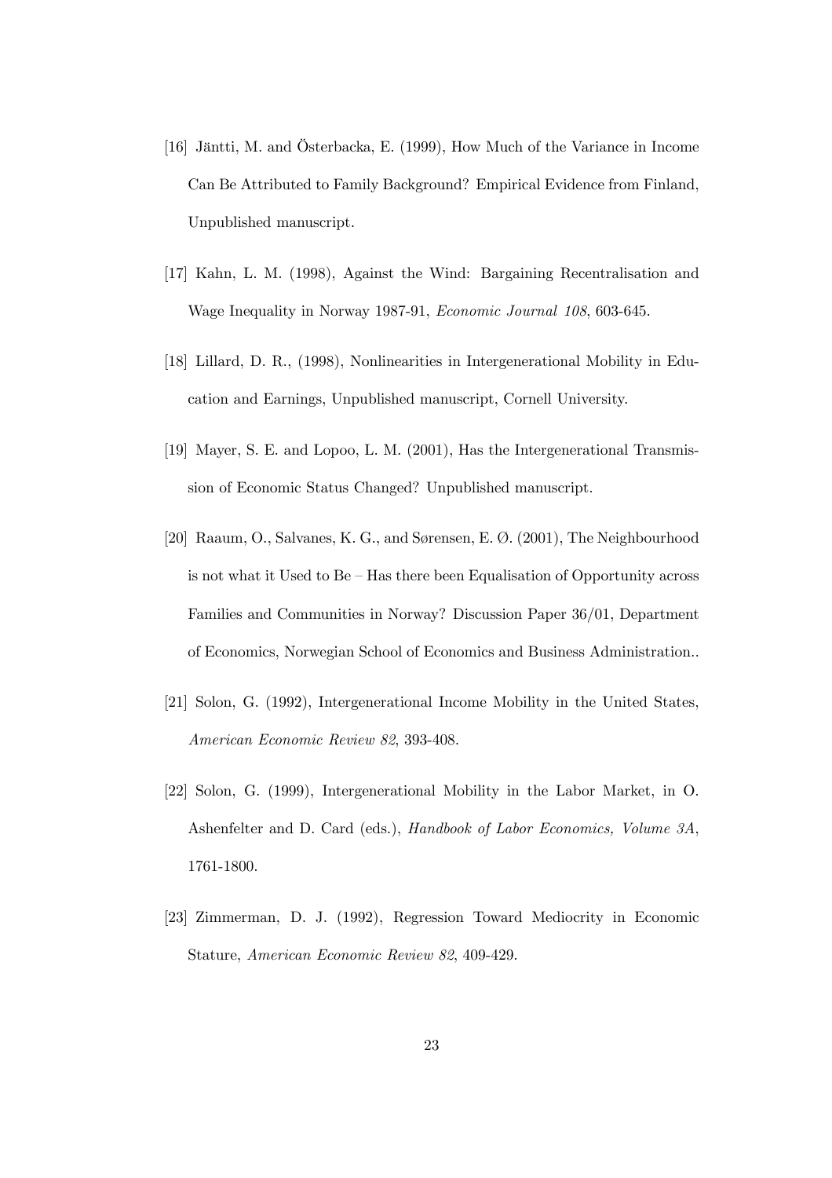[16] Jäntti, M. and Österbacka, E. (1999), How Much of the Variance in Income Can Be Attributed to Family Background? Empirical Evidence from Finland, Unpublished manuscript.

[17] Kahn, L. M. (1998), Against the Wind: Bargaining Recentralisation and Wage Inequality in Norway 1987-91, *Economic Journal 108*, 603-645.

[18] Lillard, D. R., (1998), Nonlinearities in Intergenerational Mobility in Education and Earnings, Unpublished manuscript, Cornell University.

[19] Mayer, S. E. and Lopoo, L. M. (2001), Has the Intergenerational Transmission of Economic Status Changed? Unpublished manuscript.

[20] Raaum, O., Salvanes, K. G., and Sørensen, E. Ø. (2001), The Neighbourhood is not what it Used to Be – Has there been Equalisation of Opportunity across Families and Communities in Norway? Discussion Paper 36/01, Department of Economics, Norwegian School of Economics and Business Administration..

[21] Solon, G. (1992), Intergenerational Income Mobility in the United States, *American Economic Review 82*, 393-408.

[22] Solon, G. (1999), Intergenerational Mobility in the Labor Market, in O. Ashenfelter and D. Card (eds.), *Handbook of Labor Economics, Volume 3A*, 1761-1800.

[23] Zimmerman, D. J. (1992), Regression Toward Mediocrity in Economic Stature, *American Economic Review 82*, 409-429.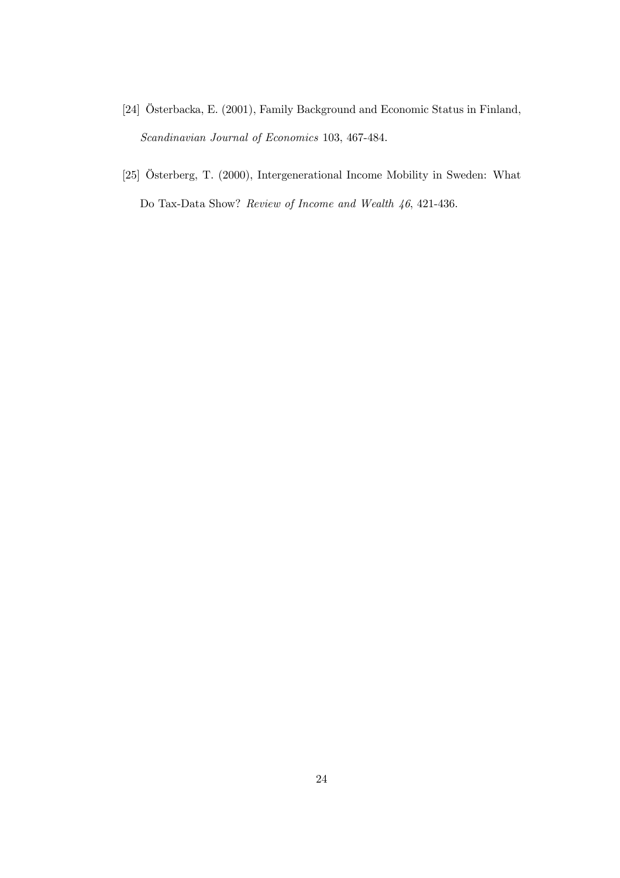[24] Österbacka, E. (2001), Family Background and Economic Status in Finland, *Scandinavian Journal of Economics* 103, 467-484.

[25] Österberg, T. (2000), Intergenerational Income Mobility in Sweden: What Do Tax-Data Show? *Review of Income and Wealth 46*, 421-436.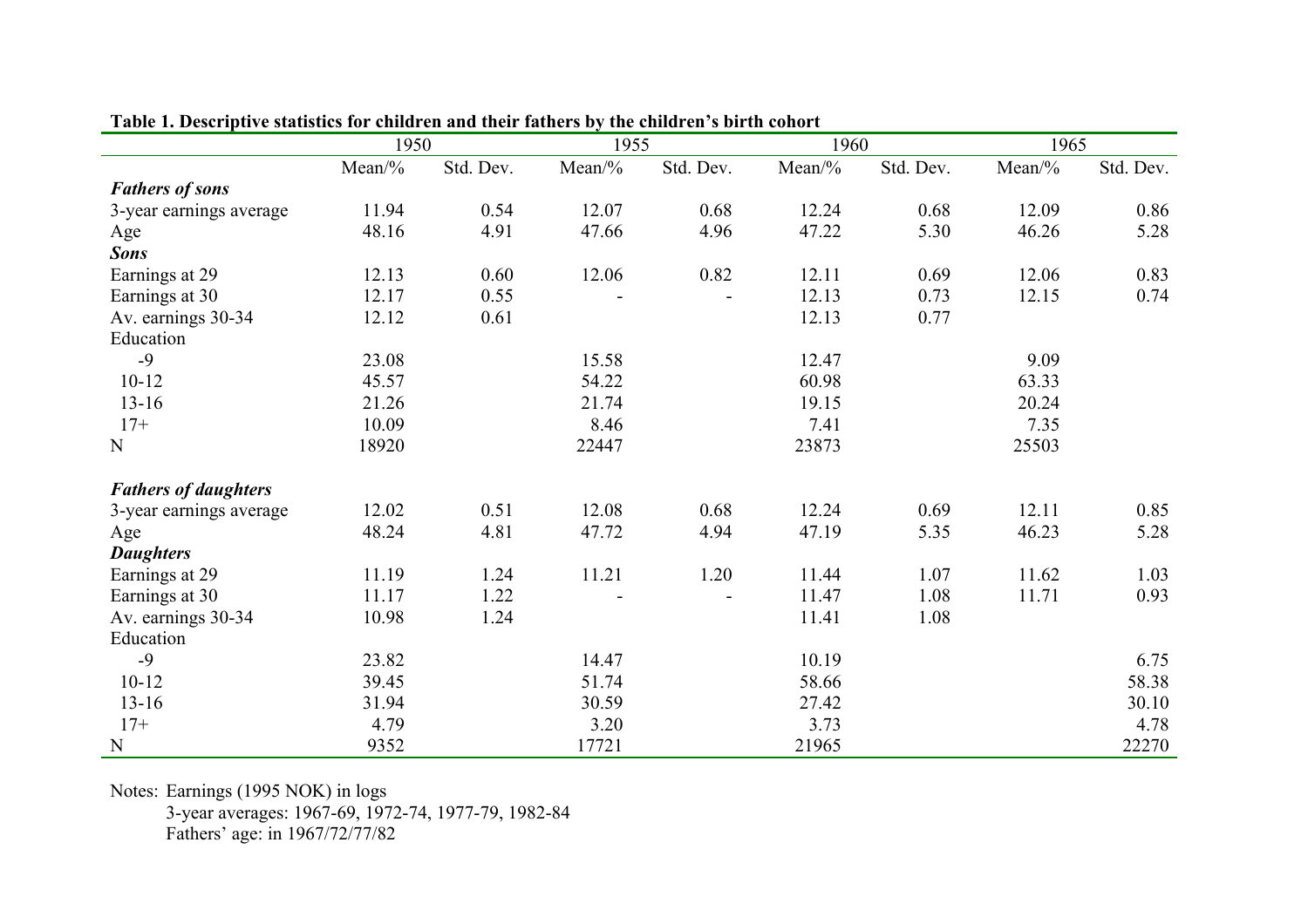**Table 1. Descriptive statistics for children and their fathers by the children's birth cohort**

| | 1950 | | 1955 | | 1960 | | 1965 | |
|---|---|---|---|---|---|---|---|---|
| | Mean/% | Std. Dev. | Mean/% | Std. Dev. | Mean/% | Std. Dev. | Mean/% | Std. Dev. |
| ***Fathers of sons*** | | | | | | | | |
| 3-year earnings average | 11.94 | 0.54 | 12.07 | 0.68 | 12.24 | 0.68 | 12.09 | 0.86 |
| Age | 48.16 | 4.91 | 47.66 | 4.96 | 47.22 | 5.30 | 46.26 | 5.28 |
| ***Sons*** | | | | | | | | |
| Earnings at 29 | 12.13 | 0.60 | 12.06 | 0.82 | 12.11 | 0.69 | 12.06 | 0.83 |
| Earnings at 30 | 12.17 | 0.55 | - | - | 12.13 | 0.73 | 12.15 | 0.74 |
| Av. earnings 30-34 | 12.12 | 0.61 | | | 12.13 | 0.77 | | |
| Education | | | | | | | | |
| -9 | 23.08 | | 15.58 | | 12.47 | | 9.09 | |
| 10-12 | 45.57 | | 54.22 | | 60.98 | | 63.33 | |
| 13-16 | 21.26 | | 21.74 | | 19.15 | | 20.24 | |
| 17+ | 10.09 | | 8.46 | | 7.41 | | 7.35 | |
| N | 18920 | | 22447 | | 23873 | | 25503 | |
| | | | | | | | | |
| ***Fathers of daughters*** | | | | | | | | |
| 3-year earnings average | 12.02 | 0.51 | 12.08 | 0.68 | 12.24 | 0.69 | 12.11 | 0.85 |
| Age | 48.24 | 4.81 | 47.72 | 4.94 | 47.19 | 5.35 | 46.23 | 5.28 |
| ***Daughters*** | | | | | | | | |
| Earnings at 29 | 11.19 | 1.24 | 11.21 | 1.20 | 11.44 | 1.07 | 11.62 | 1.03 |
| Earnings at 30 | 11.17 | 1.22 | - | - | 11.47 | 1.08 | 11.71 | 0.93 |
| Av. earnings 30-34 | 10.98 | 1.24 | | | 11.41 | 1.08 | | |
| Education | | | | | | | | |
| -9 | 23.82 | | 14.47 | | 10.19 | | | 6.75 |
| 10-12 | 39.45 | | 51.74 | | 58.66 | | | 58.38 |
| 13-16 | 31.94 | | 30.59 | | 27.42 | | | 30.10 |
| 17+ | 4.79 | | 3.20 | | 3.73 | | | 4.78 |
| N | 9352 | | 17721 | | 21965 | | | 22270 |

Notes: Earnings (1995 NOK) in logs
3-year averages: 1967-69, 1972-74, 1977-79, 1982-84
Fathers' age: in 1967/72/77/82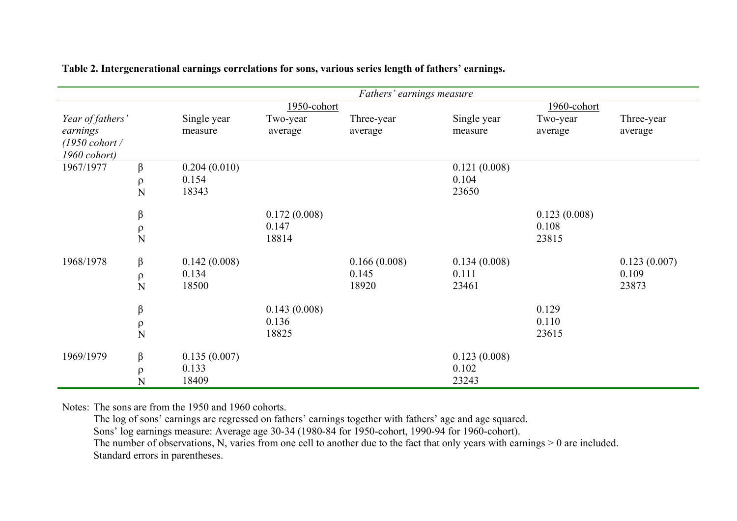**Table 2. Intergenerational earnings correlations for sons, various series length of fathers' earnings.**

| | | *Fathers' earnings measure* | | | | | |
|---|---|---|---|---|---|---|---|
| | | 1950-cohort | | | 1960-cohort | | |
| *Year of fathers' earnings (1950 cohort / 1960 cohort)* | | Single year measure | Two-year average | Three-year average | Single year measure | Two-year average | Three-year average |
| 1967/1977 | β | 0.204 (0.010) | | | 0.121 (0.008) | | |
| | ρ | 0.154 | | | 0.104 | | |
| | N | 18343 | | | 23650 | | |
| | β | | 0.172 (0.008) | | | 0.123 (0.008) | |
| | ρ | | 0.147 | | | 0.108 | |
| | N | | 18814 | | | 23815 | |
| 1968/1978 | β | 0.142 (0.008) | | 0.166 (0.008) | 0.134 (0.008) | | 0.123 (0.007) |
| | ρ | 0.134 | | 0.145 | 0.111 | | 0.109 |
| | N | 18500 | | 18920 | 23461 | | 23873 |
| | β | | 0.143 (0.008) | | | 0.129 | |
| | ρ | | 0.136 | | | 0.110 | |
| | N | | 18825 | | | 23615 | |
| 1969/1979 | β | 0.135 (0.007) | | | 0.123 (0.008) | | |
| | ρ | 0.133 | | | 0.102 | | |
| | N | 18409 | | | 23243 | | |

Notes: The sons are from the 1950 and 1960 cohorts.
The log of sons' earnings are regressed on fathers' earnings together with fathers' age and age squared.
Sons' log earnings measure: Average age 30-34 (1980-84 for 1950-cohort, 1990-94 for 1960-cohort).
The number of observations, N, varies from one cell to another due to the fact that only years with earnings > 0 are included.
Standard errors in parentheses.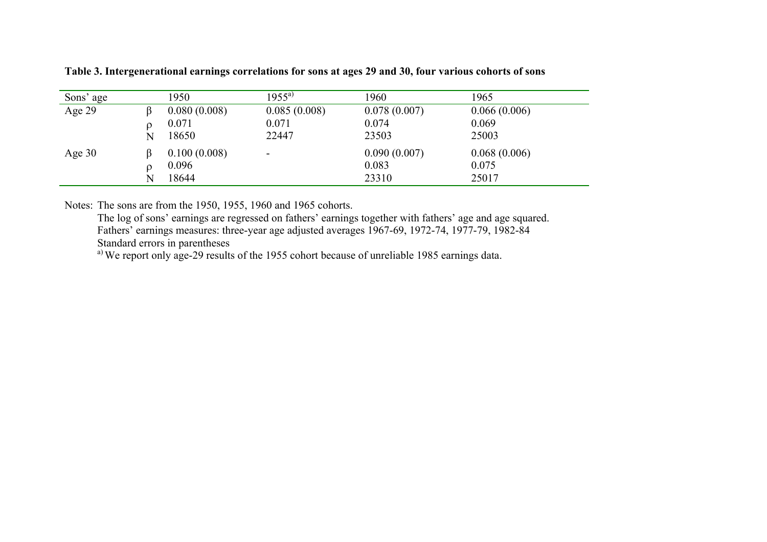**Table 3. Intergenerational earnings correlations for sons at ages 29 and 30, four various cohorts of sons**

| Sons' age | | 1950 | 1955[a)] | 1960 | 1965 |
|---|---|---|---|---|---|
| Age 29 | β | 0.080 (0.008) | 0.085 (0.008) | 0.078 (0.007) | 0.066 (0.006) |
| | ρ | 0.071 | 0.071 | 0.074 | 0.069 |
| | N | 18650 | 22447 | 23503 | 25003 |
| Age 30 | β | 0.100 (0.008) | - | 0.090 (0.007) | 0.068 (0.006) |
| | ρ | 0.096 | | 0.083 | 0.075 |
| | N | 18644 | | 23310 | 25017 |

Notes: The sons are from the 1950, 1955, 1960 and 1965 cohorts.
The log of sons' earnings are regressed on fathers' earnings together with fathers' age and age squared.
Fathers' earnings measures: three-year age adjusted averages 1967-69, 1972-74, 1977-79, 1982-84
Standard errors in parentheses
[a)] We report only age-29 results of the 1955 cohort because of unreliable 1985 earnings data.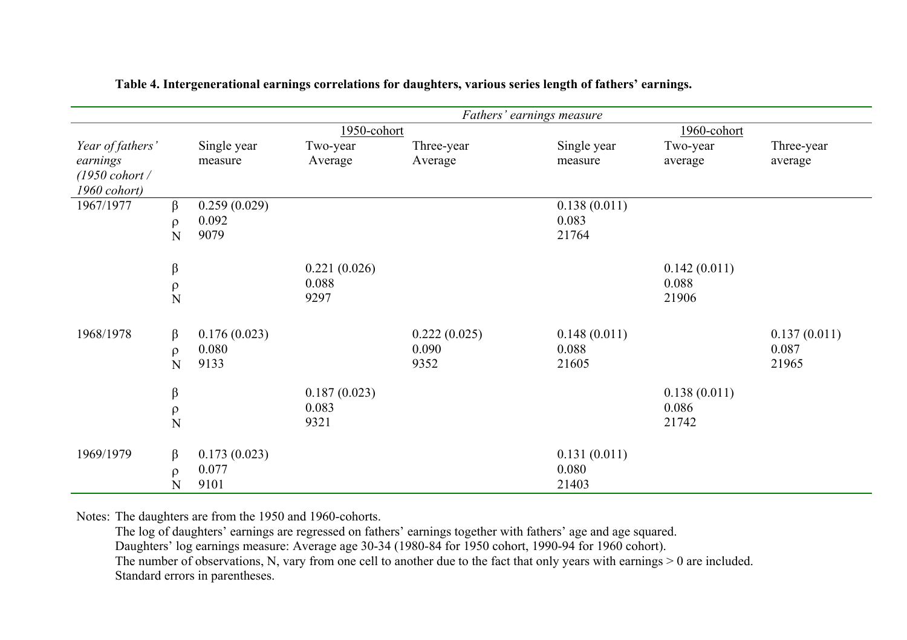**Table 4. Intergenerational earnings correlations for daughters, various series length of fathers' earnings.**

| | | *Fathers' earnings measure* | | | | | |
|---|---|---|---|---|---|---|---|
| | | 1950-cohort | | | 1960-cohort | | |
| *Year of fathers' earnings (1950 cohort / 1960 cohort)* | | Single year measure | Two-year Average | Three-year Average | Single year measure | Two-year average | Three-year average |
| 1967/1977 | β | 0.259 (0.029) | | | 0.138 (0.011) | | |
| | ρ | 0.092 | | | 0.083 | | |
| | N | 9079 | | | 21764 | | |
| | β | | 0.221 (0.026) | | | 0.142 (0.011) | |
| | ρ | | 0.088 | | | 0.088 | |
| | N | | 9297 | | | 21906 | |
| 1968/1978 | β | 0.176 (0.023) | | 0.222 (0.025) | 0.148 (0.011) | | 0.137 (0.011) |
| | ρ | 0.080 | | 0.090 | 0.088 | | 0.087 |
| | N | 9133 | | 9352 | 21605 | | 21965 |
| | β | | 0.187 (0.023) | | | 0.138 (0.011) | |
| | ρ | | 0.083 | | | 0.086 | |
| | N | | 9321 | | | 21742 | |
| 1969/1979 | β | 0.173 (0.023) | | | 0.131 (0.011) | | |
| | ρ | 0.077 | | | 0.080 | | |
| | N | 9101 | | | 21403 | | |

Notes: The daughters are from the 1950 and 1960-cohorts.
The log of daughters' earnings are regressed on fathers' earnings together with fathers' age and age squared.
Daughters' log earnings measure: Average age 30-34 (1980-84 for 1950 cohort, 1990-94 for 1960 cohort).
The number of observations, N, vary from one cell to another due to the fact that only years with earnings > 0 are included.
Standard errors in parentheses.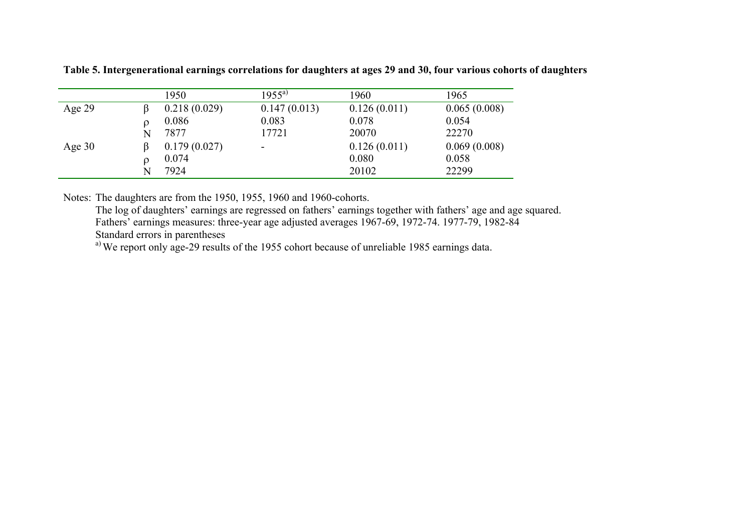**Table 5. Intergenerational earnings correlations for daughters at ages 29 and 30, four various cohorts of daughters**

| | | 1950 | 1955[a)] | 1960 | 1965 |
|---|---|---|---|---|---|
| Age 29 | $\beta$ | 0.218 (0.029) | 0.147 (0.013) | 0.126 (0.011) | 0.065 (0.008) |
| | $\rho$ | 0.086 | 0.083 | 0.078 | 0.054 |
| | N | 7877 | 17721 | 20070 | 22270 |
| Age 30 | $\beta$ | 0.179 (0.027) | - | 0.126 (0.011) | 0.069 (0.008) |
| | $\rho$ | 0.074 | | 0.080 | 0.058 |
| | N | 7924 | | 20102 | 22299 |

Notes: The daughters are from the 1950, 1955, 1960 and 1960-cohorts.
The log of daughters' earnings are regressed on fathers' earnings together with fathers' age and age squared.
Fathers' earnings measures: three-year age adjusted averages 1967-69, 1972-74. 1977-79, 1982-84
Standard errors in parentheses
[a)] We report only age-29 results of the 1955 cohort because of unreliable 1985 earnings data.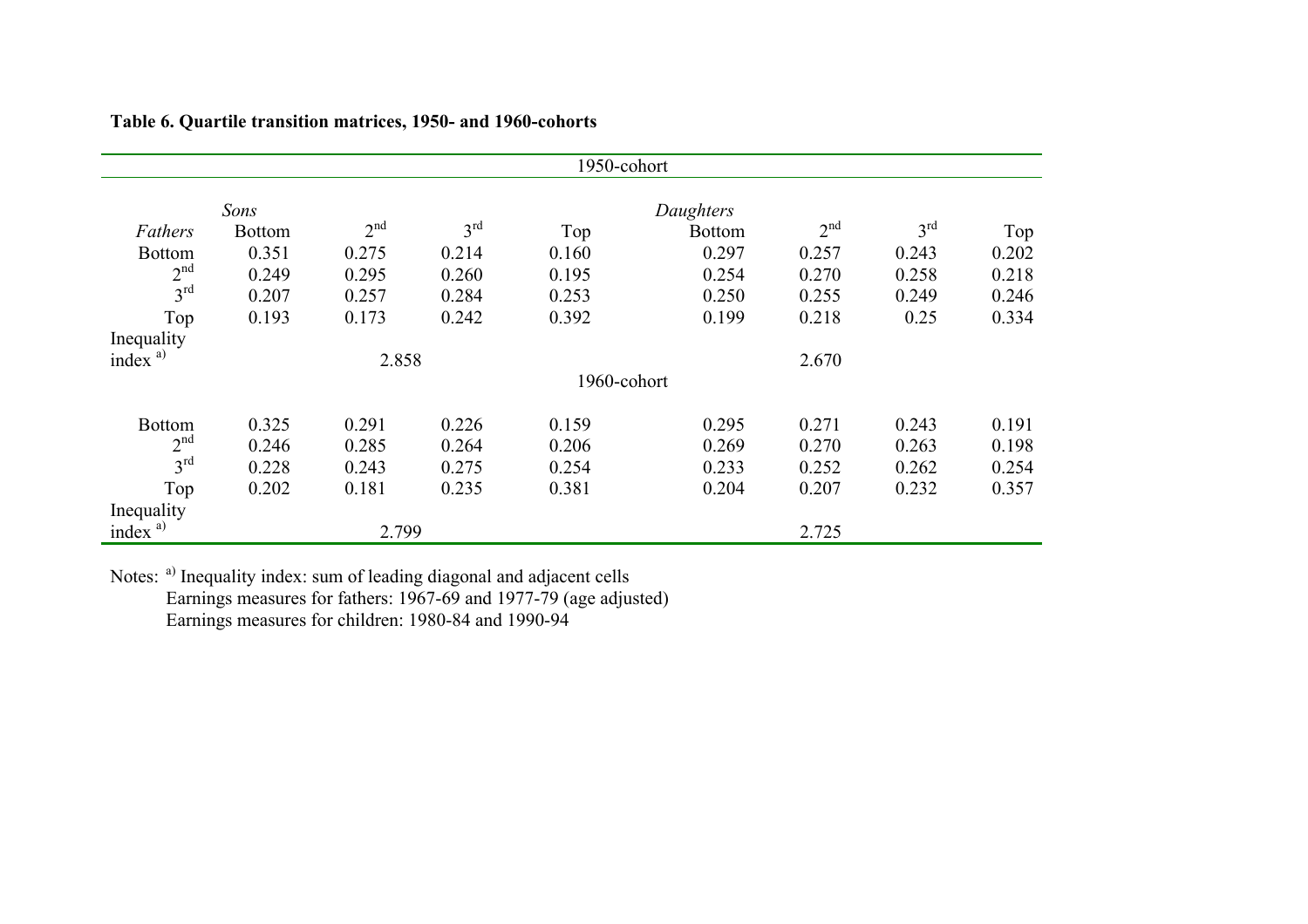**Table 6. Quartile transition matrices, 1950- and 1960-cohorts**

| | | | | 1950-cohort | | | | |
|---|---|---|---|---|---|---|---|---|
| | *Sons* | | | | *Daughters* | | | |
| *Fathers* | Bottom | 2nd | 3rd | Top | Bottom | 2nd | 3rd | Top |
| Bottom | 0.351 | 0.275 | 0.214 | 0.160 | 0.297 | 0.257 | 0.243 | 0.202 |
| 2nd | 0.249 | 0.295 | 0.260 | 0.195 | 0.254 | 0.270 | 0.258 | 0.218 |
| 3rd | 0.207 | 0.257 | 0.284 | 0.253 | 0.250 | 0.255 | 0.249 | 0.246 |
| Top | 0.193 | 0.173 | 0.242 | 0.392 | 0.199 | 0.218 | 0.25 | 0.334 |
| Inequality index [a] | | 2.858 | | | | 2.670 | | |
| | | | | 1960-cohort | | | | |
| Bottom | 0.325 | 0.291 | 0.226 | 0.159 | 0.295 | 0.271 | 0.243 | 0.191 |
| 2nd | 0.246 | 0.285 | 0.264 | 0.206 | 0.269 | 0.270 | 0.263 | 0.198 |
| 3rd | 0.228 | 0.243 | 0.275 | 0.254 | 0.233 | 0.252 | 0.262 | 0.254 |
| Top | 0.202 | 0.181 | 0.235 | 0.381 | 0.204 | 0.207 | 0.232 | 0.357 |
| Inequality index [a] | | 2.799 | | | | 2.725 | | |

Notes: [a] Inequality index: sum of leading diagonal and adjacent cells
Earnings measures for fathers: 1967-69 and 1977-79 (age adjusted)
Earnings measures for children: 1980-84 and 1990-94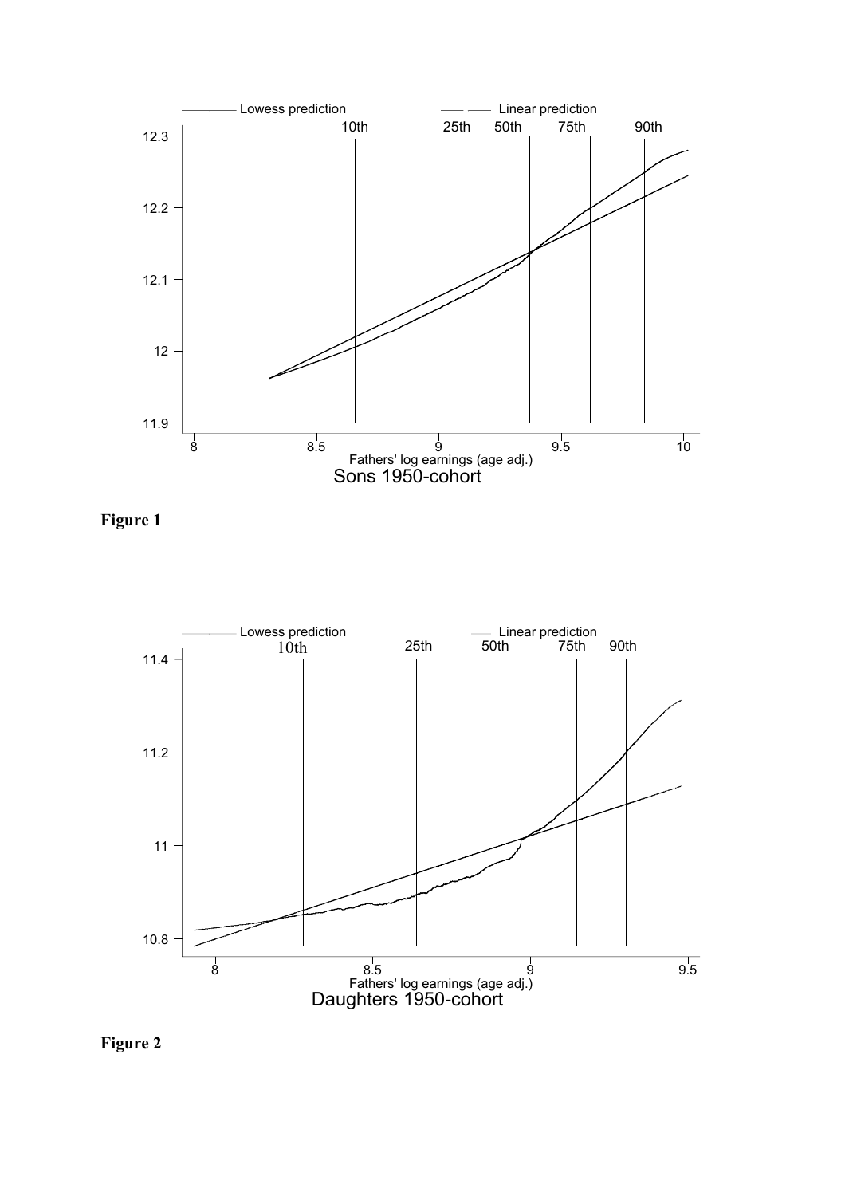Lowess prediction — Linear prediction

10th 25th 50th 75th 90th

12.3

12.2

12.1

12

11.9

8 8.5 9 9.5 10

Fathers' log earnings (age adj.)

Sons 1950-cohort

**Figure 1**

Lowess prediction — Linear prediction

10th 25th 50th 75th 90th

11.4

11.2

11

10.8

8 8.5 9 9.5

Fathers' log earnings (age adj.)

Daughters 1950-cohort

**Figure 2**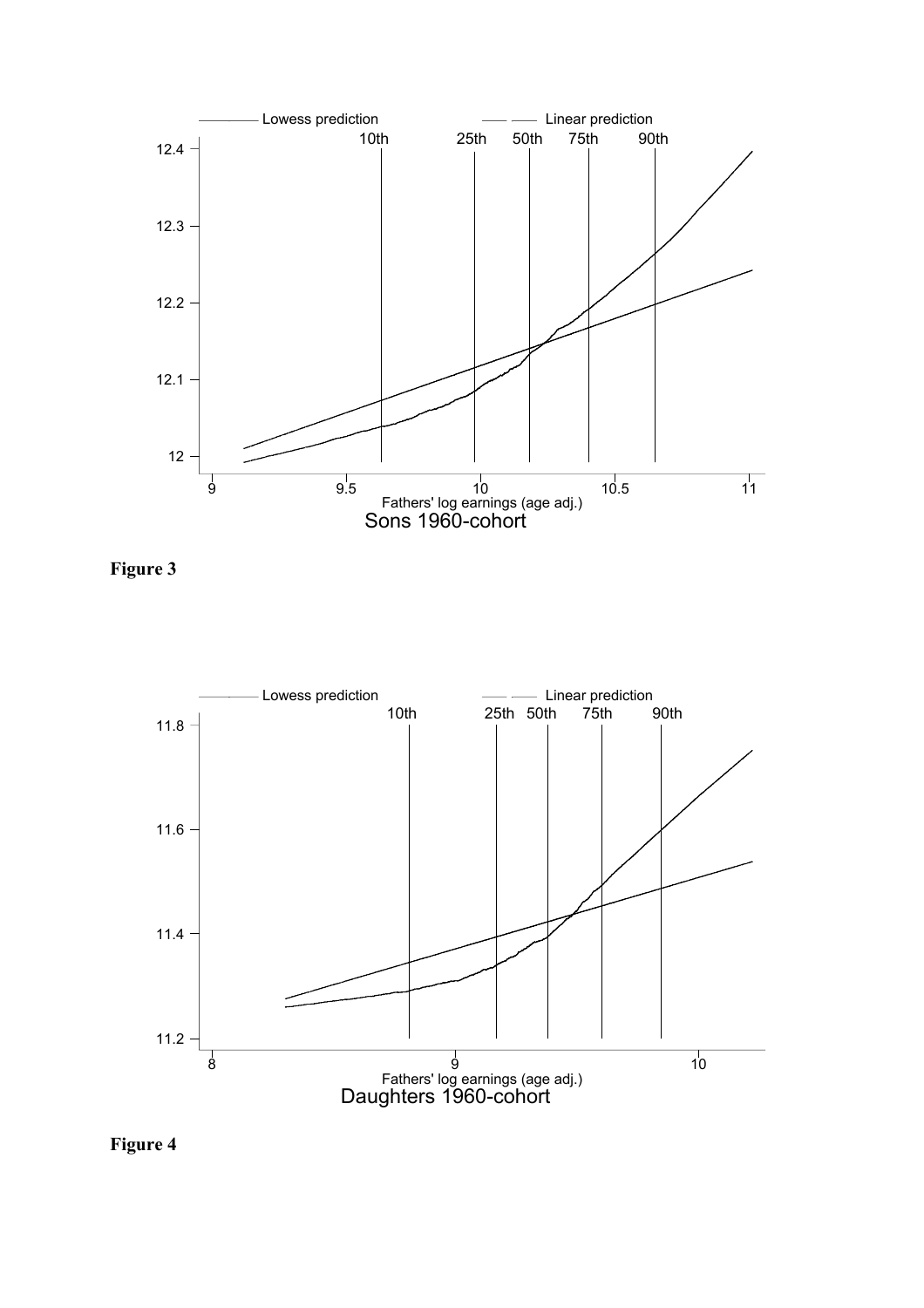Figure 3

Figure 4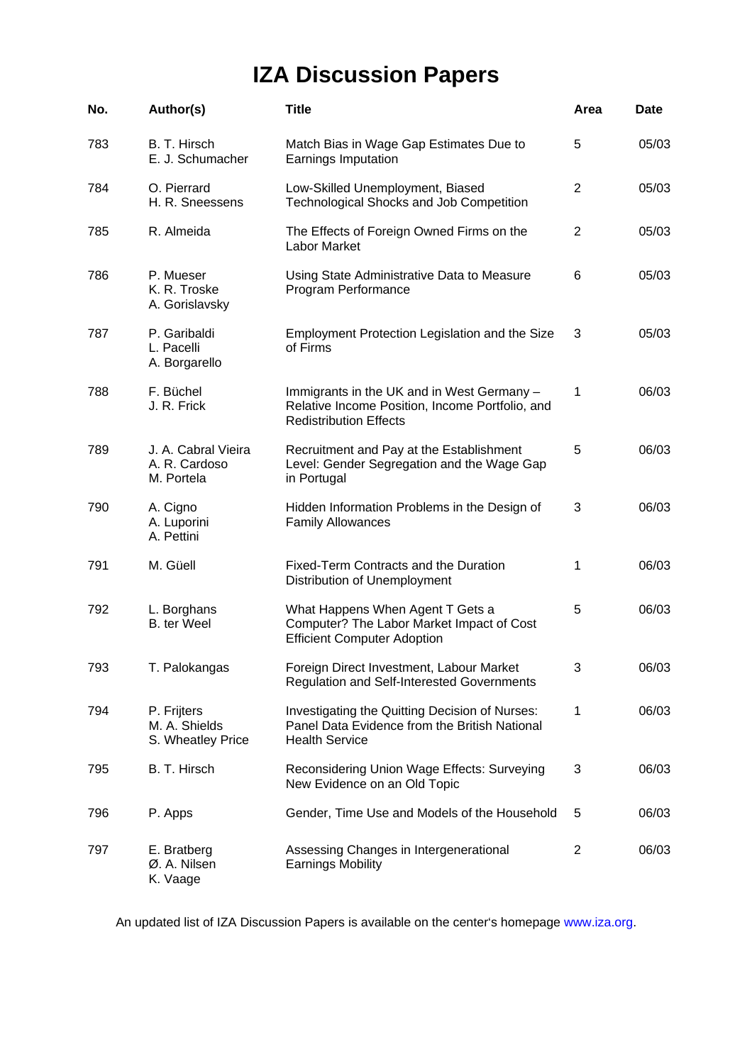# IZA Discussion Papers

| No. | Author(s) | Title | Area | Date |
|---|---|---|---|---|
| 783 | B. T. Hirsch<br>E. J. Schumacher | Match Bias in Wage Gap Estimates Due to Earnings Imputation | 5 | 05/03 |
| 784 | O. Pierrard<br>H. R. Sneessens | Low-Skilled Unemployment, Biased Technological Shocks and Job Competition | 2 | 05/03 |
| 785 | R. Almeida | The Effects of Foreign Owned Firms on the Labor Market | 2 | 05/03 |
| 786 | P. Mueser<br>K. R. Troske<br>A. Gorislavsky | Using State Administrative Data to Measure Program Performance | 6 | 05/03 |
| 787 | P. Garibaldi<br>L. Pacelli<br>A. Borgarello | Employment Protection Legislation and the Size of Firms | 3 | 05/03 |
| 788 | F. Büchel<br>J. R. Frick | Immigrants in the UK and in West Germany – Relative Income Position, Income Portfolio, and Redistribution Effects | 1 | 06/03 |
| 789 | J. A. Cabral Vieira<br>A. R. Cardoso<br>M. Portela | Recruitment and Pay at the Establishment Level: Gender Segregation and the Wage Gap in Portugal | 5 | 06/03 |
| 790 | A. Cigno<br>A. Luporini<br>A. Pettini | Hidden Information Problems in the Design of Family Allowances | 3 | 06/03 |
| 791 | M. Güell | Fixed-Term Contracts and the Duration Distribution of Unemployment | 1 | 06/03 |
| 792 | L. Borghans<br>B. ter Weel | What Happens When Agent T Gets a Computer? The Labor Market Impact of Cost Efficient Computer Adoption | 5 | 06/03 |
| 793 | T. Palokangas | Foreign Direct Investment, Labour Market Regulation and Self-Interested Governments | 3 | 06/03 |
| 794 | P. Frijters<br>M. A. Shields<br>S. Wheatley Price | Investigating the Quitting Decision of Nurses: Panel Data Evidence from the British National Health Service | 1 | 06/03 |
| 795 | B. T. Hirsch | Reconsidering Union Wage Effects: Surveying New Evidence on an Old Topic | 3 | 06/03 |
| 796 | P. Apps | Gender, Time Use and Models of the Household | 5 | 06/03 |
| 797 | E. Bratberg<br>Ø. A. Nilsen<br>K. Vaage | Assessing Changes in Intergenerational Earnings Mobility | 2 | 06/03 |

An updated list of IZA Discussion Papers is available on the center's homepage www.iza.org.